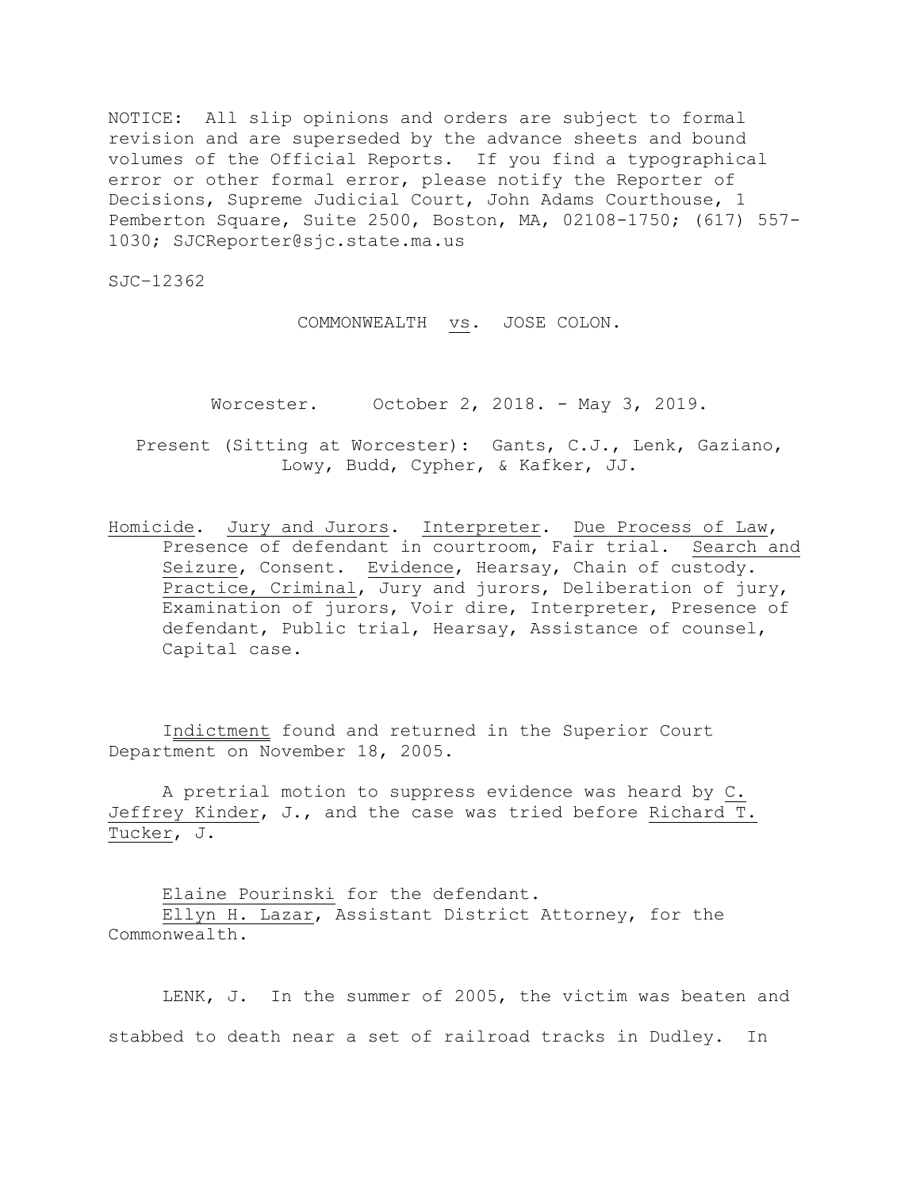NOTICE: All slip opinions and orders are subject to formal revision and are superseded by the advance sheets and bound volumes of the Official Reports. If you find a typographical error or other formal error, please notify the Reporter of Decisions, Supreme Judicial Court, John Adams Courthouse, 1 Pemberton Square, Suite 2500, Boston, MA, 02108-1750; (617) 557-1030; SJCReporter@sjc.state.ma.us

SJC-12362

COMMONWEALTH vs. JOSE COLON.

Worcester. October 2, 2018. - May 3, 2019.

Present (Sitting at Worcester): Gants, C.J., Lenk, Gaziano, Lowy, Budd, Cypher, & Kafker, JJ.

Homicide. Jury and Jurors. Interpreter. Due Process of Law, Presence of defendant in courtroom, Fair trial. Search and Seizure, Consent. Evidence, Hearsay, Chain of custody. Practice, Criminal, Jury and jurors, Deliberation of jury, Examination of jurors, Voir dire, Interpreter, Presence of defendant, Public trial, Hearsay, Assistance of counsel, Capital case.

Indictment found and returned in the Superior Court Department on November 18, 2005.

A pretrial motion to suppress evidence was heard by C. Jeffrey Kinder, J., and the case was tried before Richard T. Tucker, J.

Elaine Pourinski for the defendant.
Ellyn H. Lazar, Assistant District Attorney, for the Commonwealth.

LENK, J. In the summer of 2005, the victim was beaten and stabbed to death near a set of railroad tracks in Dudley. In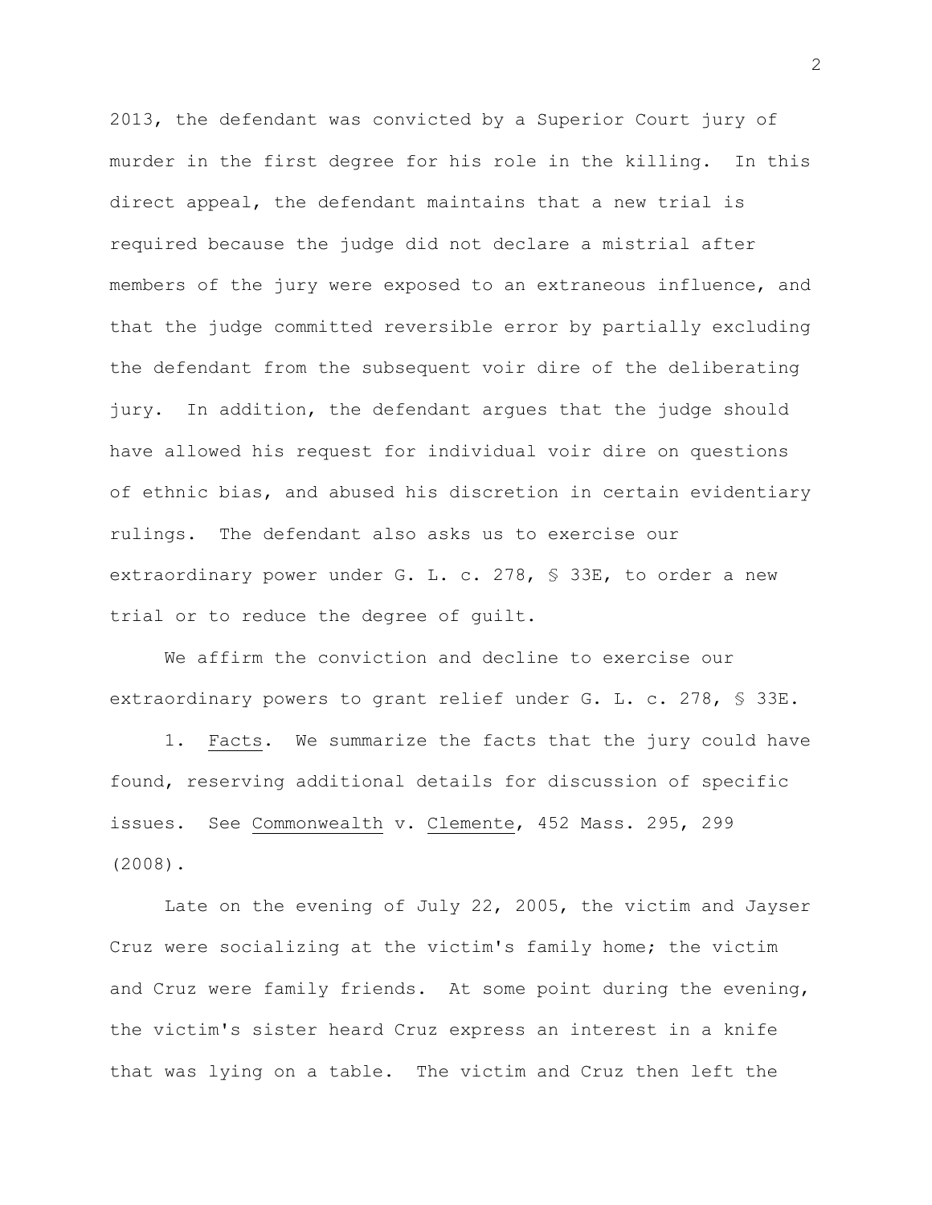2013, the defendant was convicted by a Superior Court jury of murder in the first degree for his role in the killing. In this direct appeal, the defendant maintains that a new trial is required because the judge did not declare a mistrial after members of the jury were exposed to an extraneous influence, and that the judge committed reversible error by partially excluding the defendant from the subsequent voir dire of the deliberating jury. In addition, the defendant argues that the judge should have allowed his request for individual voir dire on questions of ethnic bias, and abused his discretion in certain evidentiary rulings. The defendant also asks us to exercise our extraordinary power under G. L. c. 278, § 33E, to order a new trial or to reduce the degree of guilt.

We affirm the conviction and decline to exercise our extraordinary powers to grant relief under G. L. c. 278, § 33E.

1. Facts. We summarize the facts that the jury could have found, reserving additional details for discussion of specific issues. See Commonwealth v. Clemente, 452 Mass. 295, 299 (2008).

Late on the evening of July 22, 2005, the victim and Jayser Cruz were socializing at the victim's family home; the victim and Cruz were family friends. At some point during the evening, the victim's sister heard Cruz express an interest in a knife that was lying on a table. The victim and Cruz then left the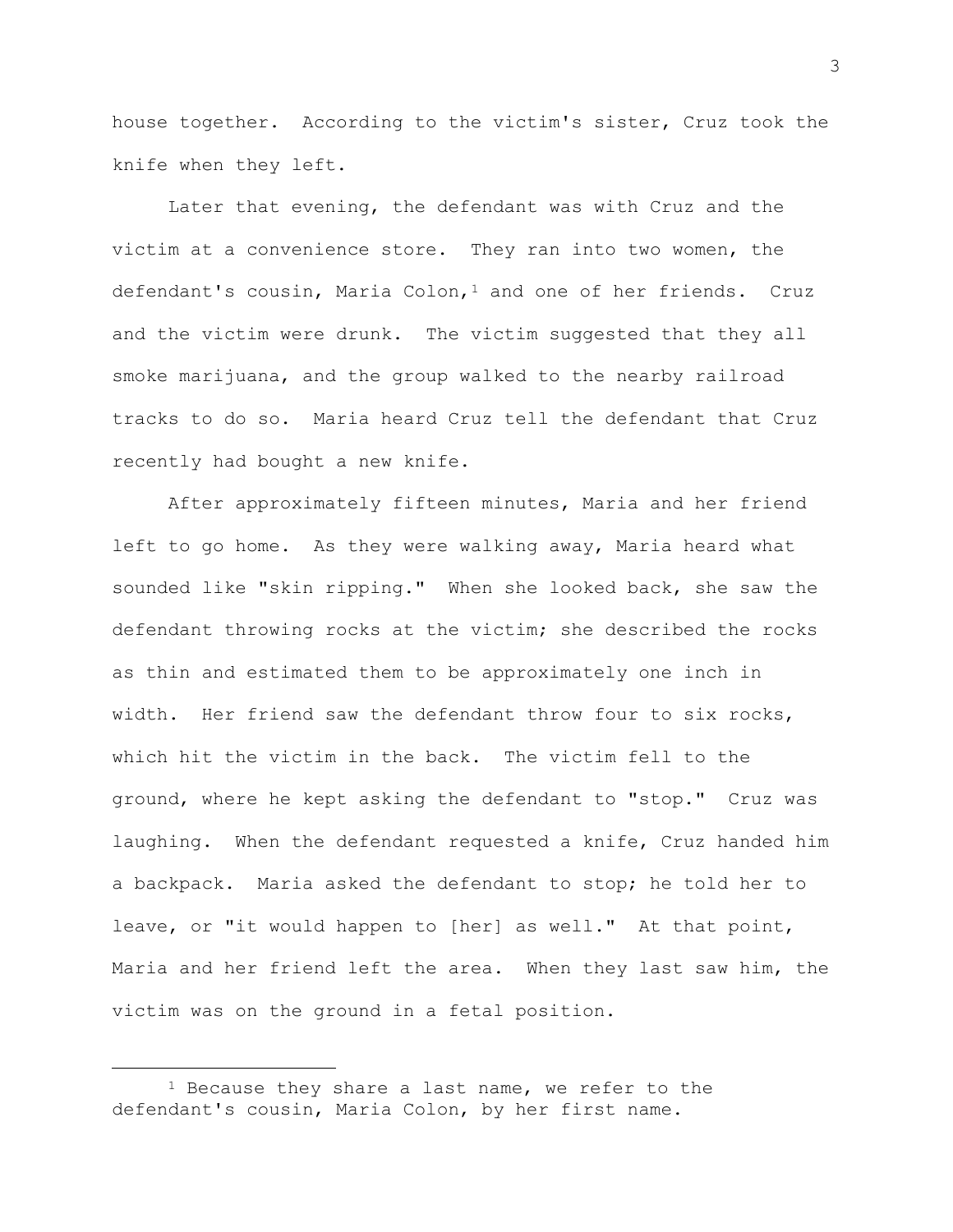house together. According to the victim's sister, Cruz took the knife when they left.

Later that evening, the defendant was with Cruz and the victim at a convenience store. They ran into two women, the defendant's cousin, Maria Colon,[1] and one of her friends. Cruz and the victim were drunk. The victim suggested that they all smoke marijuana, and the group walked to the nearby railroad tracks to do so. Maria heard Cruz tell the defendant that Cruz recently had bought a new knife.

After approximately fifteen minutes, Maria and her friend left to go home. As they were walking away, Maria heard what sounded like "skin ripping." When she looked back, she saw the defendant throwing rocks at the victim; she described the rocks as thin and estimated them to be approximately one inch in width. Her friend saw the defendant throw four to six rocks, which hit the victim in the back. The victim fell to the ground, where he kept asking the defendant to "stop." Cruz was laughing. When the defendant requested a knife, Cruz handed him a backpack. Maria asked the defendant to stop; he told her to leave, or "it would happen to [her] as well." At that point, Maria and her friend left the area. When they last saw him, the victim was on the ground in a fetal position.

---

[1] Because they share a last name, we refer to the defendant's cousin, Maria Colon, by her first name.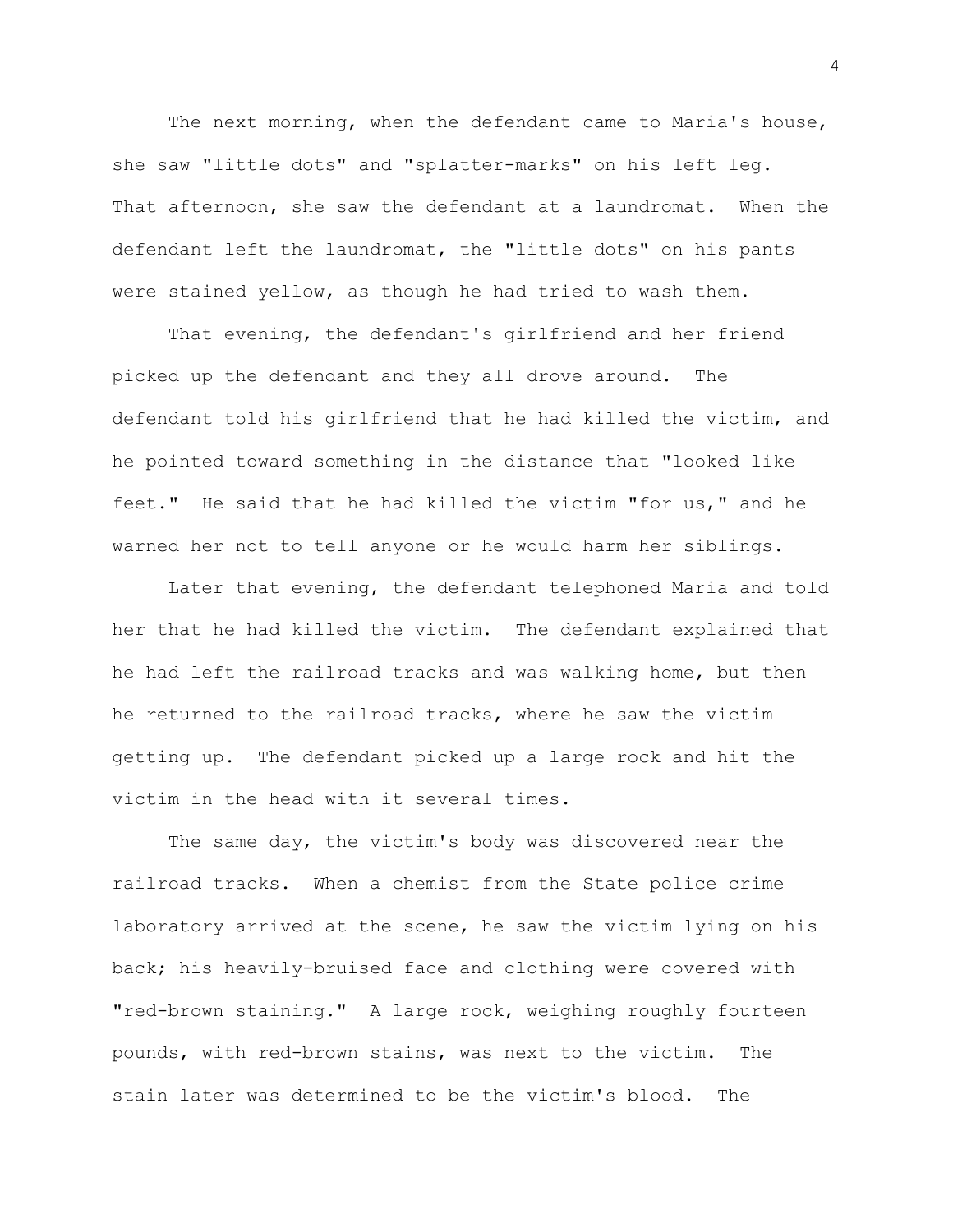The next morning, when the defendant came to Maria's house, she saw "little dots" and "splatter-marks" on his left leg. That afternoon, she saw the defendant at a laundromat. When the defendant left the laundromat, the "little dots" on his pants were stained yellow, as though he had tried to wash them.

That evening, the defendant's girlfriend and her friend picked up the defendant and they all drove around. The defendant told his girlfriend that he had killed the victim, and he pointed toward something in the distance that "looked like feet." He said that he had killed the victim "for us," and he warned her not to tell anyone or he would harm her siblings.

Later that evening, the defendant telephoned Maria and told her that he had killed the victim. The defendant explained that he had left the railroad tracks and was walking home, but then he returned to the railroad tracks, where he saw the victim getting up. The defendant picked up a large rock and hit the victim in the head with it several times.

The same day, the victim's body was discovered near the railroad tracks. When a chemist from the State police crime laboratory arrived at the scene, he saw the victim lying on his back; his heavily-bruised face and clothing were covered with "red-brown staining." A large rock, weighing roughly fourteen pounds, with red-brown stains, was next to the victim. The stain later was determined to be the victim's blood. The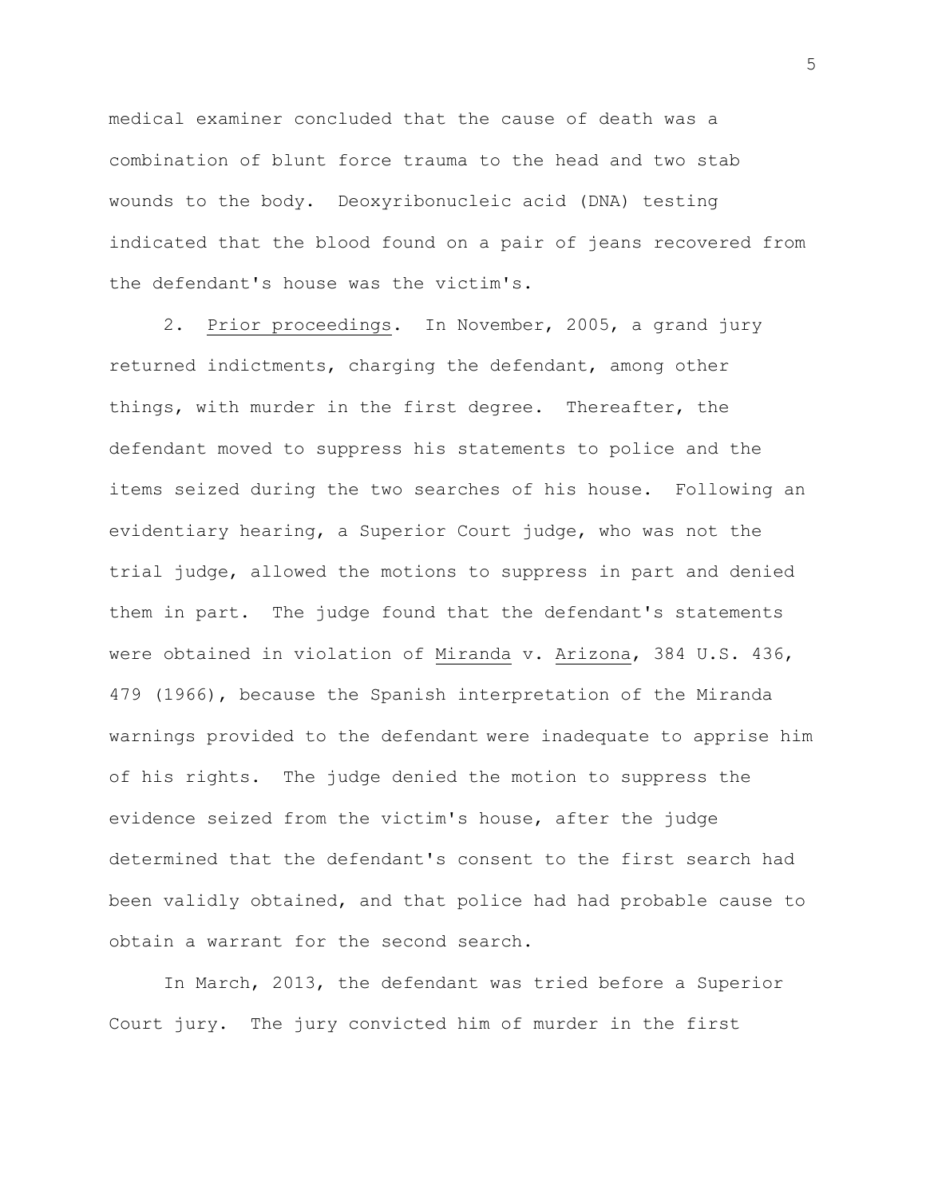medical examiner concluded that the cause of death was a combination of blunt force trauma to the head and two stab wounds to the body. Deoxyribonucleic acid (DNA) testing indicated that the blood found on a pair of jeans recovered from the defendant's house was the victim's.

2. Prior proceedings. In November, 2005, a grand jury returned indictments, charging the defendant, among other things, with murder in the first degree. Thereafter, the defendant moved to suppress his statements to police and the items seized during the two searches of his house. Following an evidentiary hearing, a Superior Court judge, who was not the trial judge, allowed the motions to suppress in part and denied them in part. The judge found that the defendant's statements were obtained in violation of Miranda v. Arizona, 384 U.S. 436, 479 (1966), because the Spanish interpretation of the Miranda warnings provided to the defendant were inadequate to apprise him of his rights. The judge denied the motion to suppress the evidence seized from the victim's house, after the judge determined that the defendant's consent to the first search had been validly obtained, and that police had had probable cause to obtain a warrant for the second search.

In March, 2013, the defendant was tried before a Superior Court jury. The jury convicted him of murder in the first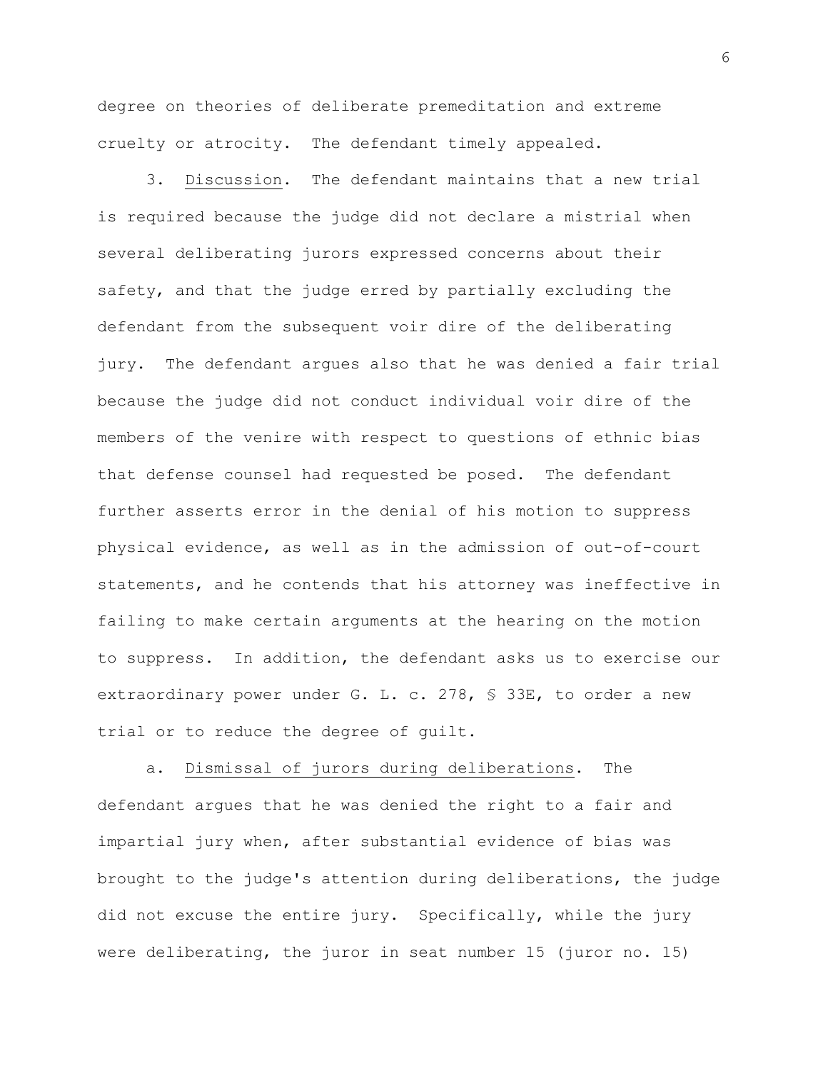degree on theories of deliberate premeditation and extreme cruelty or atrocity. The defendant timely appealed.

3. Discussion. The defendant maintains that a new trial is required because the judge did not declare a mistrial when several deliberating jurors expressed concerns about their safety, and that the judge erred by partially excluding the defendant from the subsequent voir dire of the deliberating jury. The defendant argues also that he was denied a fair trial because the judge did not conduct individual voir dire of the members of the venire with respect to questions of ethnic bias that defense counsel had requested be posed. The defendant further asserts error in the denial of his motion to suppress physical evidence, as well as in the admission of out-of-court statements, and he contends that his attorney was ineffective in failing to make certain arguments at the hearing on the motion to suppress. In addition, the defendant asks us to exercise our extraordinary power under G. L. c. 278, § 33E, to order a new trial or to reduce the degree of guilt.

a. Dismissal of jurors during deliberations. The defendant argues that he was denied the right to a fair and impartial jury when, after substantial evidence of bias was brought to the judge's attention during deliberations, the judge did not excuse the entire jury. Specifically, while the jury were deliberating, the juror in seat number 15 (juror no. 15)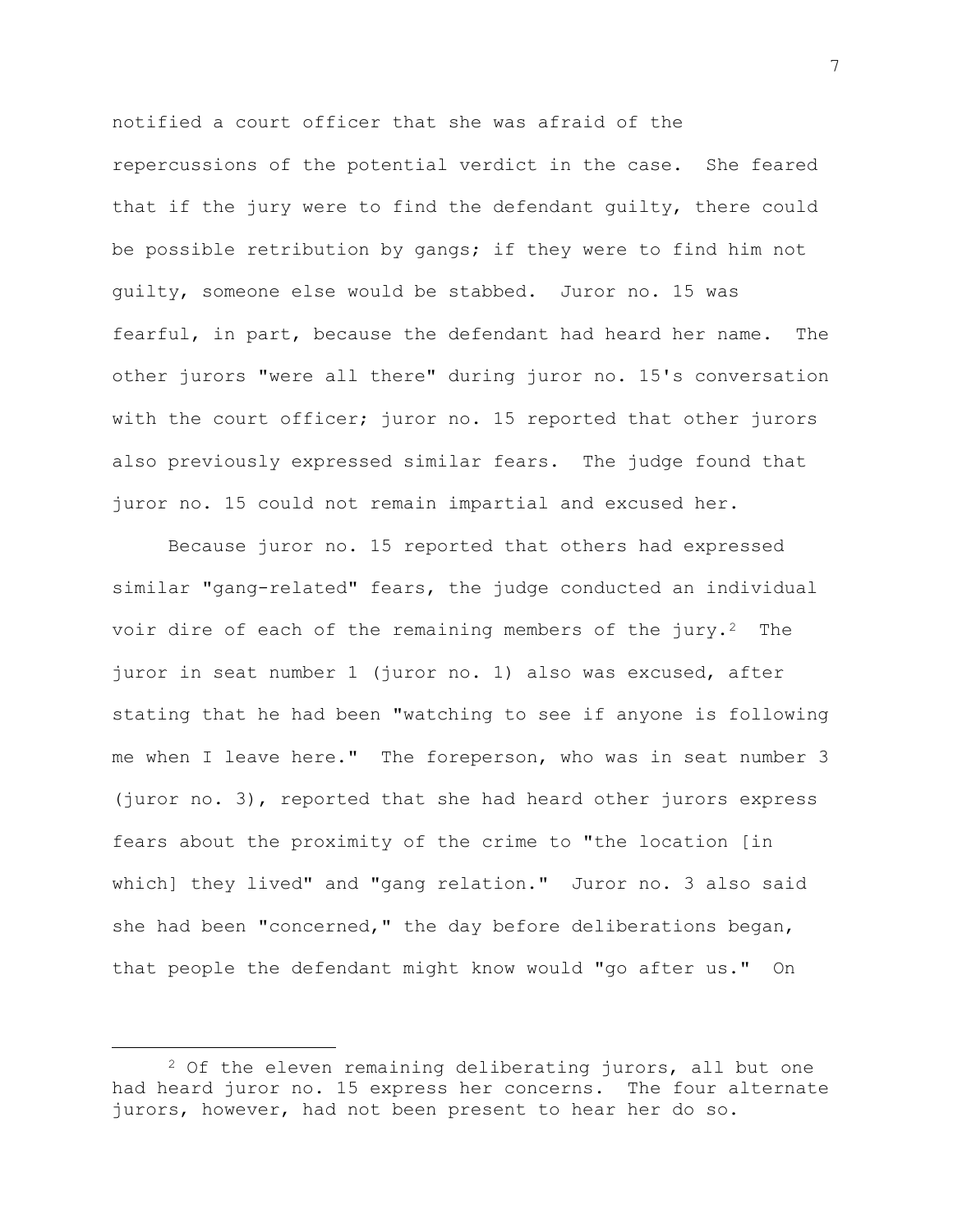notified a court officer that she was afraid of the repercussions of the potential verdict in the case. She feared that if the jury were to find the defendant guilty, there could be possible retribution by gangs; if they were to find him not guilty, someone else would be stabbed. Juror no. 15 was fearful, in part, because the defendant had heard her name. The other jurors "were all there" during juror no. 15's conversation with the court officer; juror no. 15 reported that other jurors also previously expressed similar fears. The judge found that juror no. 15 could not remain impartial and excused her.

Because juror no. 15 reported that others had expressed similar "gang-related" fears, the judge conducted an individual voir dire of each of the remaining members of the jury.[2] The juror in seat number 1 (juror no. 1) also was excused, after stating that he had been "watching to see if anyone is following me when I leave here." The foreperson, who was in seat number 3 (juror no. 3), reported that she had heard other jurors express fears about the proximity of the crime to "the location [in which] they lived" and "gang relation." Juror no. 3 also said she had been "concerned," the day before deliberations began, that people the defendant might know would "go after us." On

---

[2] Of the eleven remaining deliberating jurors, all but one had heard juror no. 15 express her concerns. The four alternate jurors, however, had not been present to hear her do so.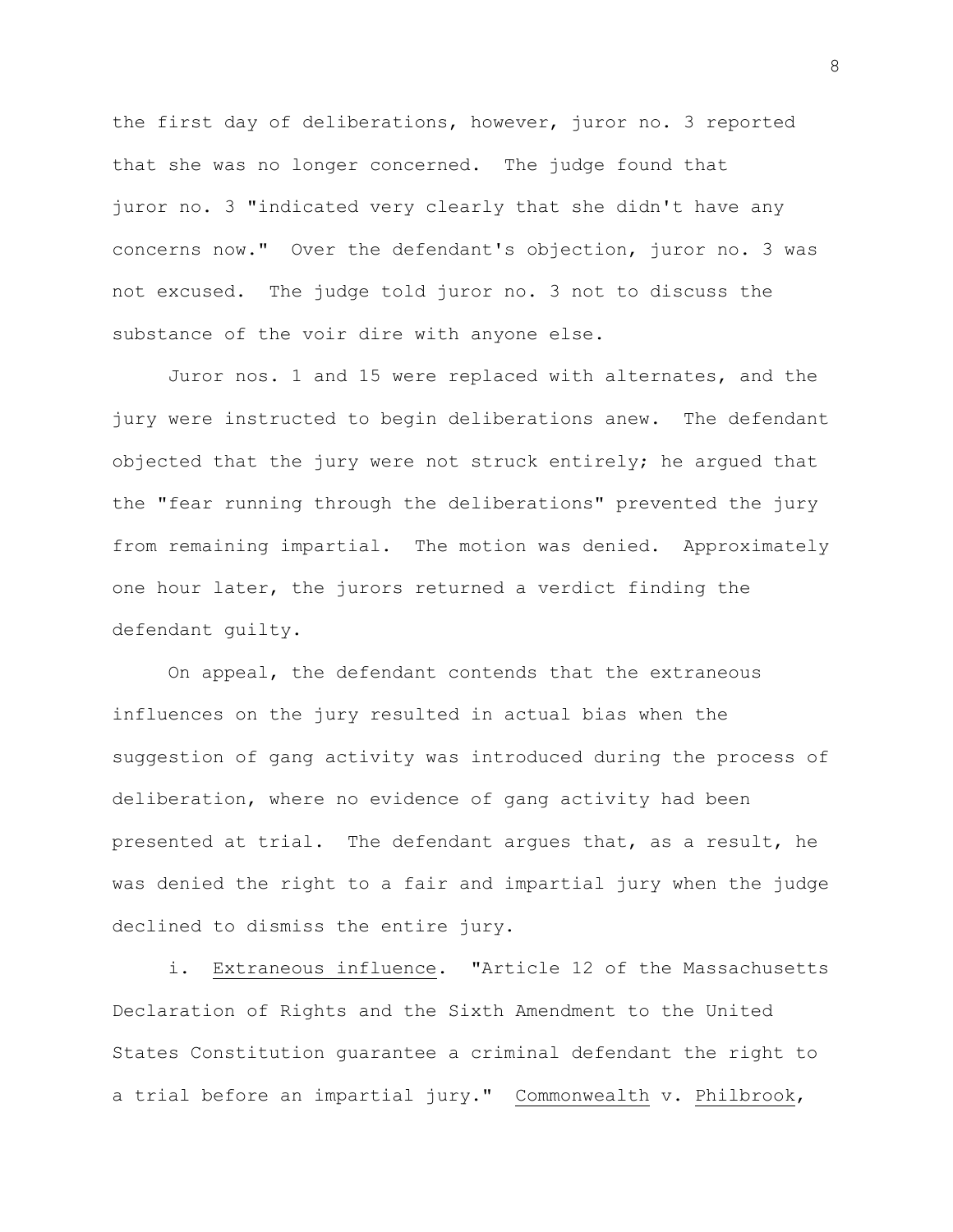the first day of deliberations, however, juror no. 3 reported that she was no longer concerned. The judge found that juror no. 3 "indicated very clearly that she didn't have any concerns now." Over the defendant's objection, juror no. 3 was not excused. The judge told juror no. 3 not to discuss the substance of the voir dire with anyone else.

Juror nos. 1 and 15 were replaced with alternates, and the jury were instructed to begin deliberations anew. The defendant objected that the jury were not struck entirely; he argued that the "fear running through the deliberations" prevented the jury from remaining impartial. The motion was denied. Approximately one hour later, the jurors returned a verdict finding the defendant guilty.

On appeal, the defendant contends that the extraneous influences on the jury resulted in actual bias when the suggestion of gang activity was introduced during the process of deliberation, where no evidence of gang activity had been presented at trial. The defendant argues that, as a result, he was denied the right to a fair and impartial jury when the judge declined to dismiss the entire jury.

i. Extraneous influence. "Article 12 of the Massachusetts Declaration of Rights and the Sixth Amendment to the United States Constitution guarantee a criminal defendant the right to a trial before an impartial jury." Commonwealth v. Philbrook,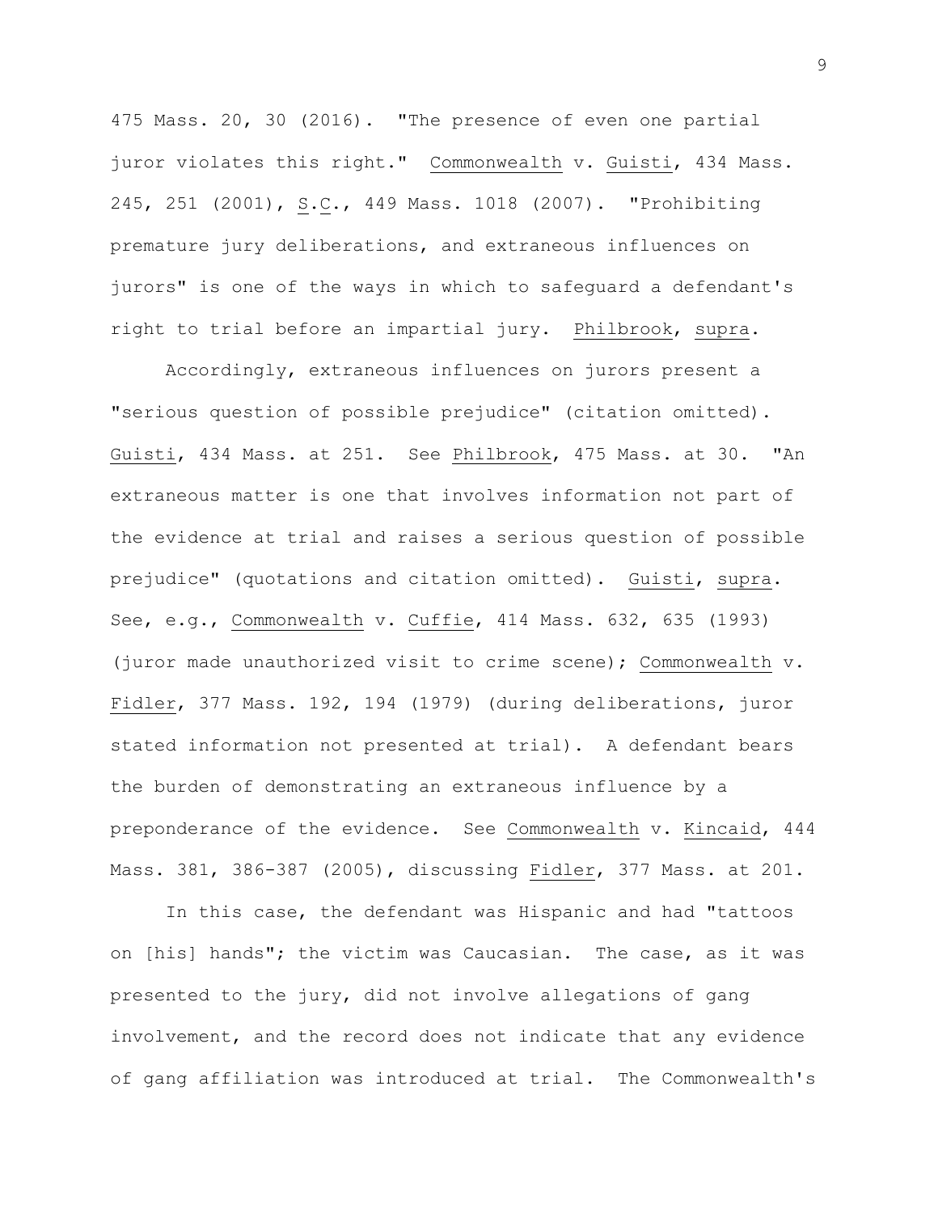475 Mass. 20, 30 (2016). "The presence of even one partial juror violates this right." Commonwealth v. Guisti, 434 Mass. 245, 251 (2001), S.C., 449 Mass. 1018 (2007). "Prohibiting premature jury deliberations, and extraneous influences on jurors" is one of the ways in which to safeguard a defendant's right to trial before an impartial jury. Philbrook, supra.

Accordingly, extraneous influences on jurors present a "serious question of possible prejudice" (citation omitted). Guisti, 434 Mass. at 251. See Philbrook, 475 Mass. at 30. "An extraneous matter is one that involves information not part of the evidence at trial and raises a serious question of possible prejudice" (quotations and citation omitted). Guisti, supra. See, e.g., Commonwealth v. Cuffie, 414 Mass. 632, 635 (1993) (juror made unauthorized visit to crime scene); Commonwealth v. Fidler, 377 Mass. 192, 194 (1979) (during deliberations, juror stated information not presented at trial). A defendant bears the burden of demonstrating an extraneous influence by a preponderance of the evidence. See Commonwealth v. Kincaid, 444 Mass. 381, 386-387 (2005), discussing Fidler, 377 Mass. at 201.

In this case, the defendant was Hispanic and had "tattoos on [his] hands"; the victim was Caucasian. The case, as it was presented to the jury, did not involve allegations of gang involvement, and the record does not indicate that any evidence of gang affiliation was introduced at trial. The Commonwealth's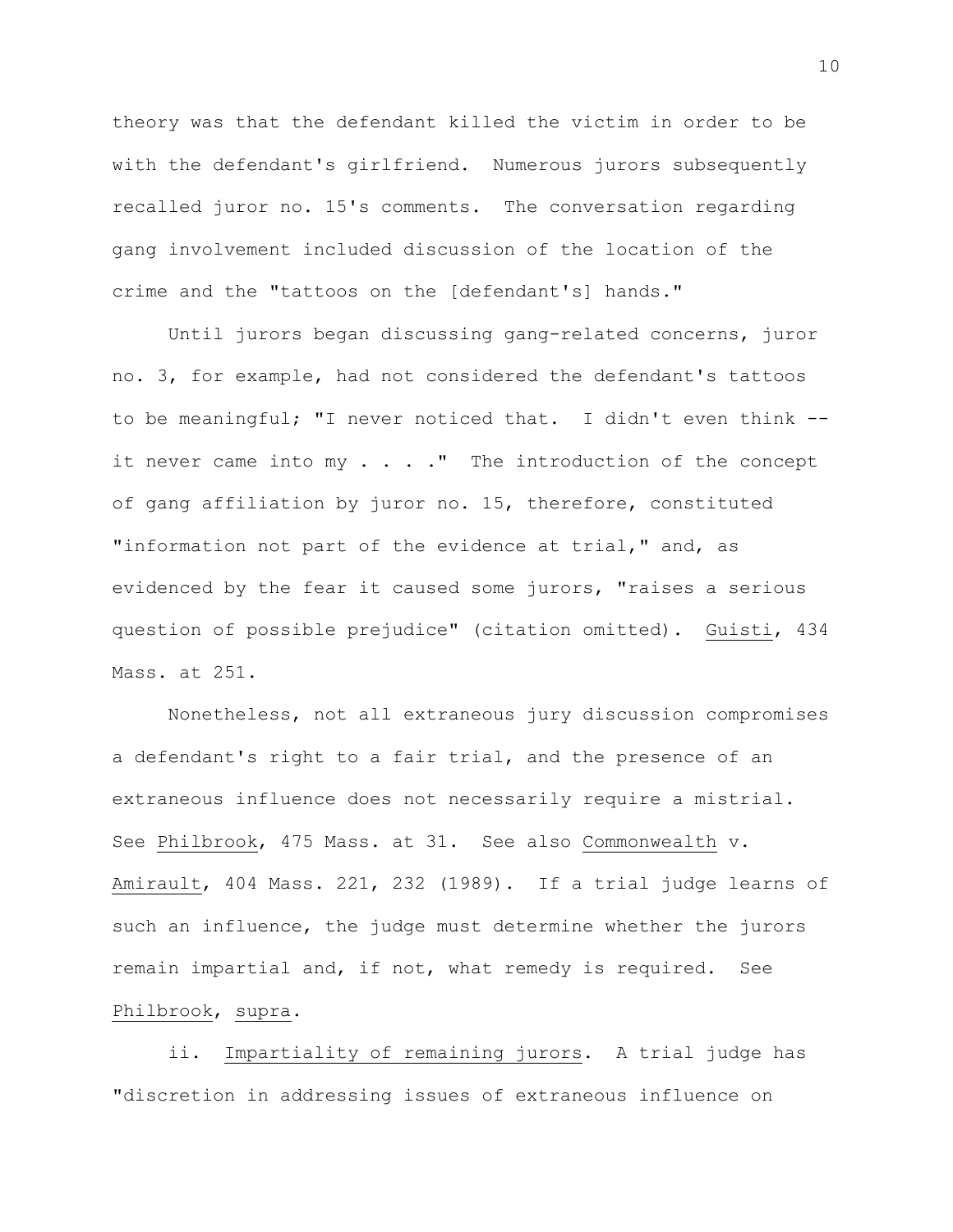theory was that the defendant killed the victim in order to be with the defendant's girlfriend. Numerous jurors subsequently recalled juror no. 15's comments. The conversation regarding gang involvement included discussion of the location of the crime and the "tattoos on the [defendant's] hands."

Until jurors began discussing gang-related concerns, juror no. 3, for example, had not considered the defendant's tattoos to be meaningful; "I never noticed that. I didn't even think -- it never came into my . . . ." The introduction of the concept of gang affiliation by juror no. 15, therefore, constituted "information not part of the evidence at trial," and, as evidenced by the fear it caused some jurors, "raises a serious question of possible prejudice" (citation omitted). Guisti, 434 Mass. at 251.

Nonetheless, not all extraneous jury discussion compromises a defendant's right to a fair trial, and the presence of an extraneous influence does not necessarily require a mistrial. See Philbrook, 475 Mass. at 31. See also Commonwealth v. Amirault, 404 Mass. 221, 232 (1989). If a trial judge learns of such an influence, the judge must determine whether the jurors remain impartial and, if not, what remedy is required. See Philbrook, supra.

ii. Impartiality of remaining jurors. A trial judge has "discretion in addressing issues of extraneous influence on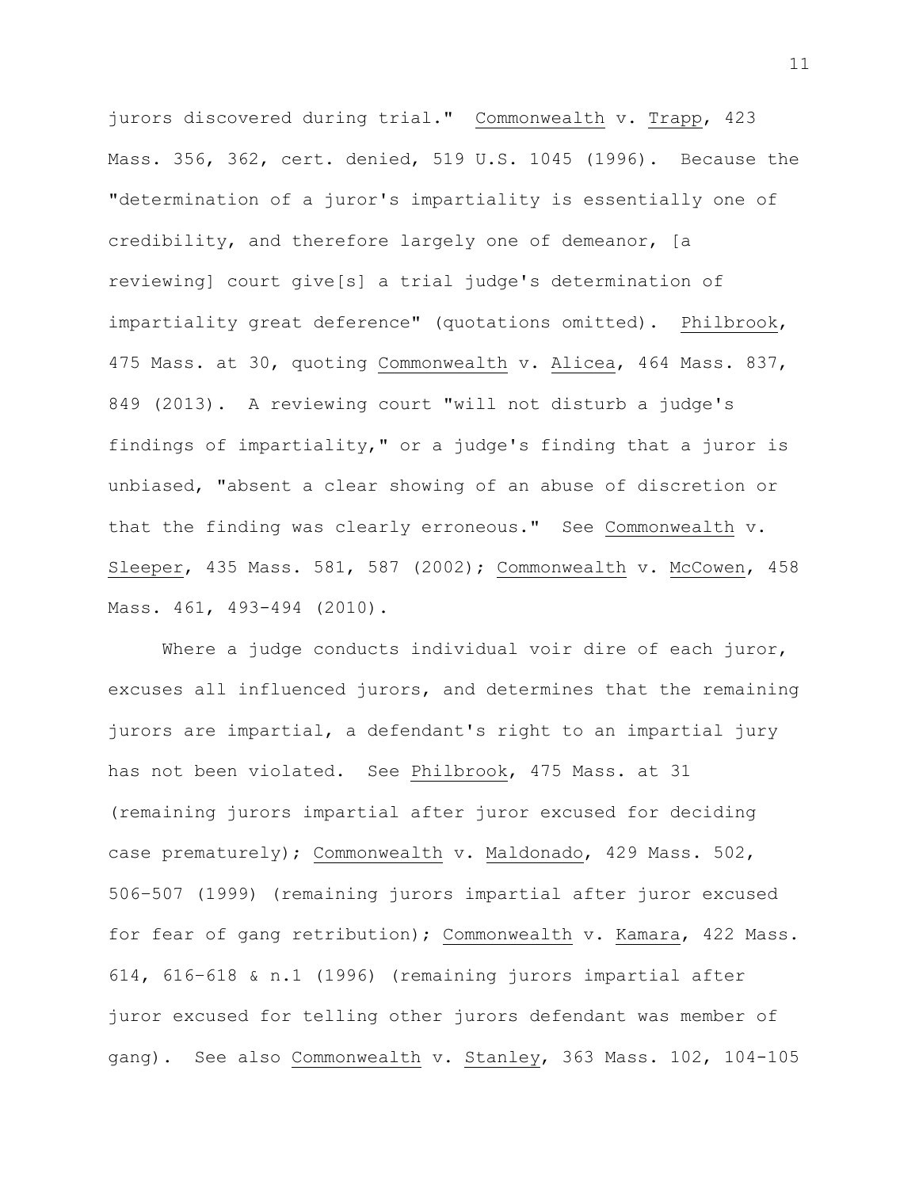jurors discovered during trial." Commonwealth v. Trapp, 423 Mass. 356, 362, cert. denied, 519 U.S. 1045 (1996). Because the "determination of a juror's impartiality is essentially one of credibility, and therefore largely one of demeanor, [a reviewing] court give[s] a trial judge's determination of impartiality great deference" (quotations omitted). Philbrook, 475 Mass. at 30, quoting Commonwealth v. Alicea, 464 Mass. 837, 849 (2013). A reviewing court "will not disturb a judge's findings of impartiality," or a judge's finding that a juror is unbiased, "absent a clear showing of an abuse of discretion or that the finding was clearly erroneous." See Commonwealth v. Sleeper, 435 Mass. 581, 587 (2002); Commonwealth v. McCowen, 458 Mass. 461, 493-494 (2010).

Where a judge conducts individual voir dire of each juror, excuses all influenced jurors, and determines that the remaining jurors are impartial, a defendant's right to an impartial jury has not been violated. See Philbrook, 475 Mass. at 31 (remaining jurors impartial after juror excused for deciding case prematurely); Commonwealth v. Maldonado, 429 Mass. 502, 506–507 (1999) (remaining jurors impartial after juror excused for fear of gang retribution); Commonwealth v. Kamara, 422 Mass. 614, 616–618 & n.1 (1996) (remaining jurors impartial after juror excused for telling other jurors defendant was member of gang). See also Commonwealth v. Stanley, 363 Mass. 102, 104-105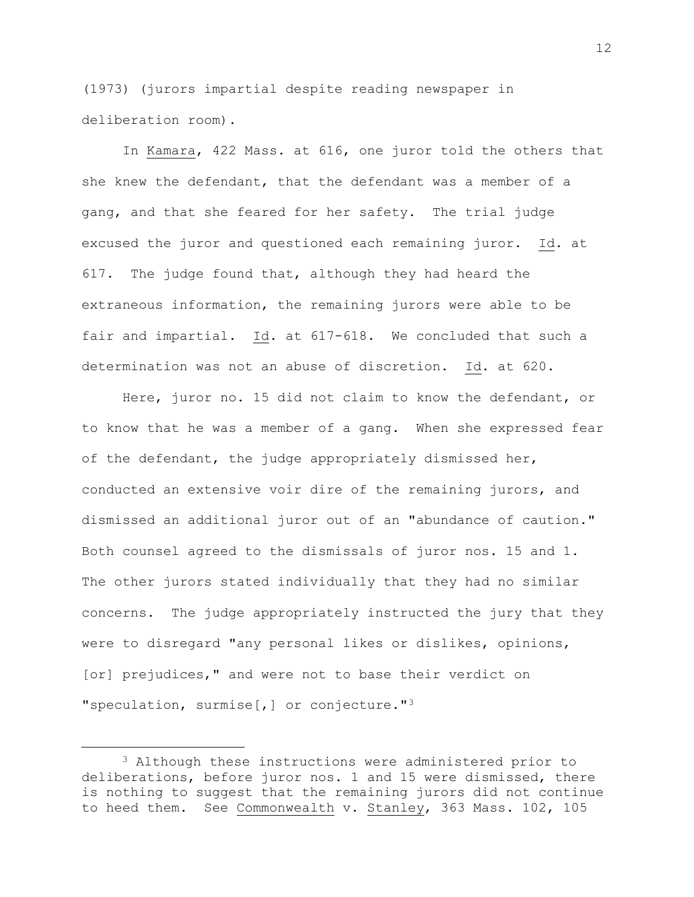(1973) (jurors impartial despite reading newspaper in deliberation room).

In Kamara, 422 Mass. at 616, one juror told the others that she knew the defendant, that the defendant was a member of a gang, and that she feared for her safety. The trial judge excused the juror and questioned each remaining juror. Id. at 617. The judge found that, although they had heard the extraneous information, the remaining jurors were able to be fair and impartial. Id. at 617-618. We concluded that such a determination was not an abuse of discretion. Id. at 620.

Here, juror no. 15 did not claim to know the defendant, or to know that he was a member of a gang. When she expressed fear of the defendant, the judge appropriately dismissed her, conducted an extensive voir dire of the remaining jurors, and dismissed an additional juror out of an "abundance of caution." Both counsel agreed to the dismissals of juror nos. 15 and 1. The other jurors stated individually that they had no similar concerns. The judge appropriately instructed the jury that they were to disregard "any personal likes or dislikes, opinions, [or] prejudices," and were not to base their verdict on "speculation, surmise[,] or conjecture."[3]

---

[3] Although these instructions were administered prior to deliberations, before juror nos. 1 and 15 were dismissed, there is nothing to suggest that the remaining jurors did not continue to heed them. See Commonwealth v. Stanley, 363 Mass. 102, 105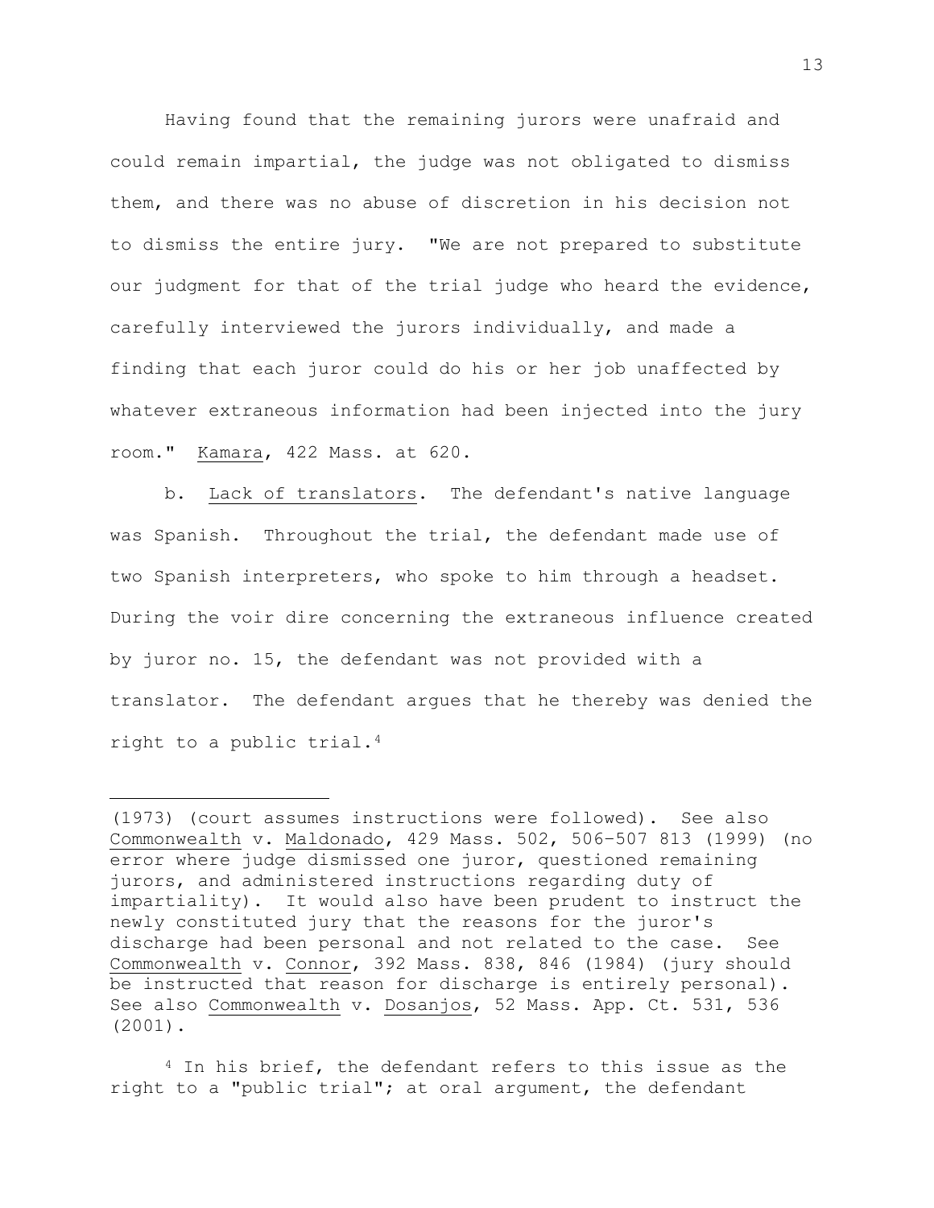Having found that the remaining jurors were unafraid and could remain impartial, the judge was not obligated to dismiss them, and there was no abuse of discretion in his decision not to dismiss the entire jury. "We are not prepared to substitute our judgment for that of the trial judge who heard the evidence, carefully interviewed the jurors individually, and made a finding that each juror could do his or her job unaffected by whatever extraneous information had been injected into the jury room." Kamara, 422 Mass. at 620.

b. Lack of translators. The defendant's native language was Spanish. Throughout the trial, the defendant made use of two Spanish interpreters, who spoke to him through a headset. During the voir dire concerning the extraneous influence created by juror no. 15, the defendant was not provided with a translator. The defendant argues that he thereby was denied the right to a public trial.[4]

---

(1973) (court assumes instructions were followed). See also Commonwealth v. Maldonado, 429 Mass. 502, 506-507 813 (1999) (no error where judge dismissed one juror, questioned remaining jurors, and administered instructions regarding duty of impartiality). It would also have been prudent to instruct the newly constituted jury that the reasons for the juror's discharge had been personal and not related to the case. See Commonwealth v. Connor, 392 Mass. 838, 846 (1984) (jury should be instructed that reason for discharge is entirely personal). See also Commonwealth v. Dosanjos, 52 Mass. App. Ct. 531, 536 (2001).

[4] In his brief, the defendant refers to this issue as the right to a "public trial"; at oral argument, the defendant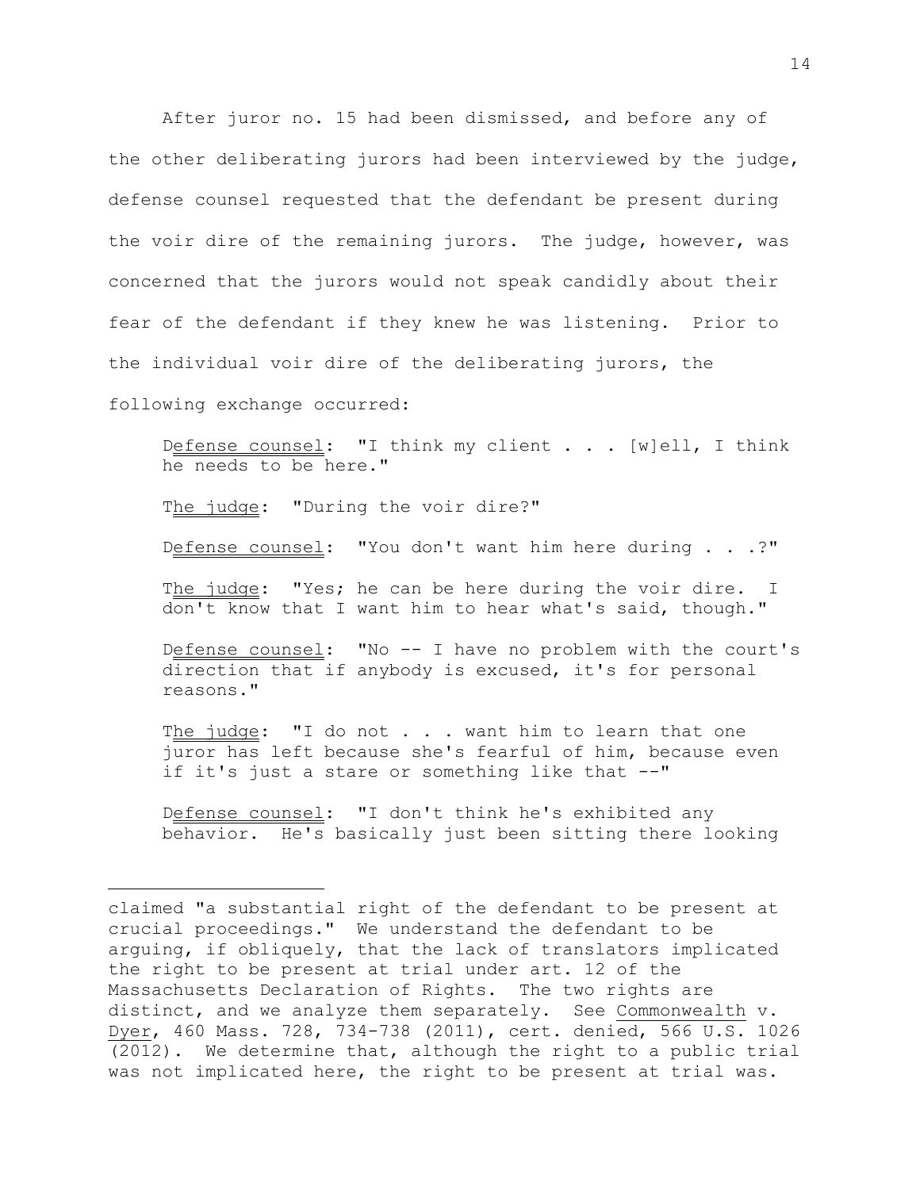After juror no. 15 had been dismissed, and before any of the other deliberating jurors had been interviewed by the judge, defense counsel requested that the defendant be present during the voir dire of the remaining jurors. The judge, however, was concerned that the jurors would not speak candidly about their fear of the defendant if they knew he was listening. Prior to the individual voir dire of the deliberating jurors, the following exchange occurred:

> Defense counsel: "I think my client . . . [w]ell, I think he needs to be here."
>
> The judge: "During the voir dire?"
>
> Defense counsel: "You don't want him here during . . .?"
>
> The judge: "Yes; he can be here during the voir dire. I don't know that I want him to hear what's said, though."
>
> Defense counsel: "No -- I have no problem with the court's direction that if anybody is excused, it's for personal reasons."
>
> The judge: "I do not . . . want him to learn that one juror has left because she's fearful of him, because even if it's just a stare or something like that --"
>
> Defense counsel: "I don't think he's exhibited any behavior. He's basically just been sitting there looking

---

claimed "a substantial right of the defendant to be present at crucial proceedings." We understand the defendant to be arguing, if obliquely, that the lack of translators implicated the right to be present at trial under art. 12 of the Massachusetts Declaration of Rights. The two rights are distinct, and we analyze them separately. See Commonwealth v. Dyer, 460 Mass. 728, 734-738 (2011), cert. denied, 566 U.S. 1026 (2012). We determine that, although the right to a public trial was not implicated here, the right to be present at trial was.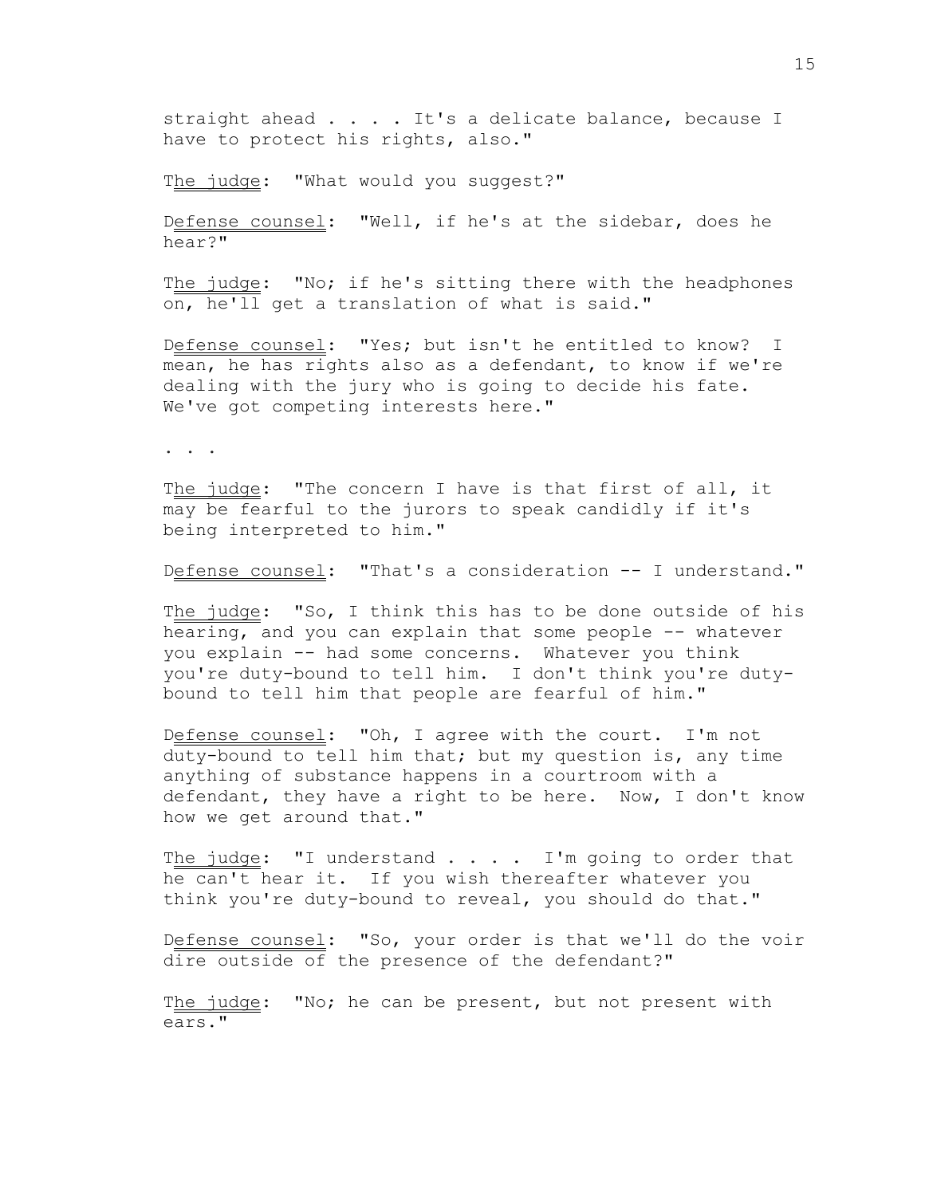straight ahead . . . . It's a delicate balance, because I have to protect his rights, also."

The judge: "What would you suggest?"

Defense counsel: "Well, if he's at the sidebar, does he hear?"

The judge: "No; if he's sitting there with the headphones on, he'll get a translation of what is said."

Defense counsel: "Yes; but isn't he entitled to know? I mean, he has rights also as a defendant, to know if we're dealing with the jury who is going to decide his fate. We've got competing interests here."

. . .

The judge: "The concern I have is that first of all, it may be fearful to the jurors to speak candidly if it's being interpreted to him."

Defense counsel: "That's a consideration -- I understand."

The judge: "So, I think this has to be done outside of his hearing, and you can explain that some people -- whatever you explain -- had some concerns. Whatever you think you're duty-bound to tell him. I don't think you're duty-bound to tell him that people are fearful of him."

Defense counsel: "Oh, I agree with the court. I'm not duty-bound to tell him that; but my question is, any time anything of substance happens in a courtroom with a defendant, they have a right to be here. Now, I don't know how we get around that."

The judge: "I understand . . . . I'm going to order that he can't hear it. If you wish thereafter whatever you think you're duty-bound to reveal, you should do that."

Defense counsel: "So, your order is that we'll do the voir dire outside of the presence of the defendant?"

The judge: "No; he can be present, but not present with ears."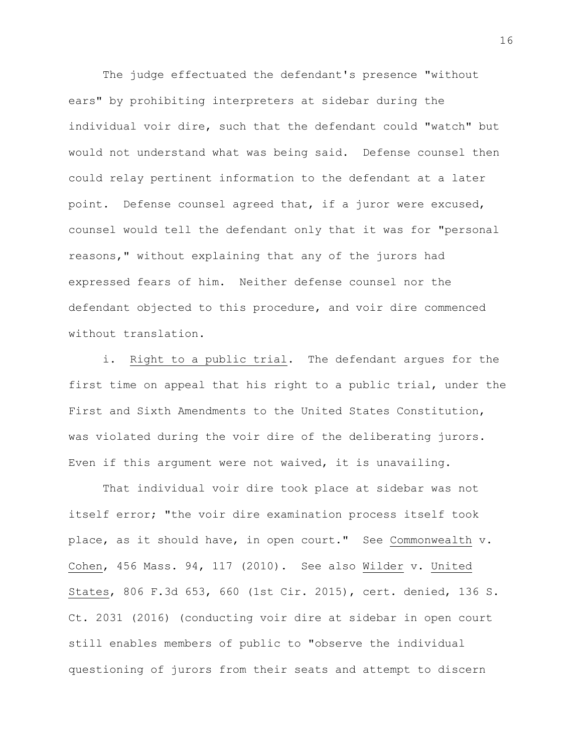The judge effectuated the defendant's presence "without ears" by prohibiting interpreters at sidebar during the individual voir dire, such that the defendant could "watch" but would not understand what was being said. Defense counsel then could relay pertinent information to the defendant at a later point. Defense counsel agreed that, if a juror were excused, counsel would tell the defendant only that it was for "personal reasons," without explaining that any of the jurors had expressed fears of him. Neither defense counsel nor the defendant objected to this procedure, and voir dire commenced without translation.

i. Right to a public trial. The defendant argues for the first time on appeal that his right to a public trial, under the First and Sixth Amendments to the United States Constitution, was violated during the voir dire of the deliberating jurors. Even if this argument were not waived, it is unavailing.

That individual voir dire took place at sidebar was not itself error; "the voir dire examination process itself took place, as it should have, in open court." See Commonwealth v. Cohen, 456 Mass. 94, 117 (2010). See also Wilder v. United States, 806 F.3d 653, 660 (1st Cir. 2015), cert. denied, 136 S. Ct. 2031 (2016) (conducting voir dire at sidebar in open court still enables members of public to "observe the individual questioning of jurors from their seats and attempt to discern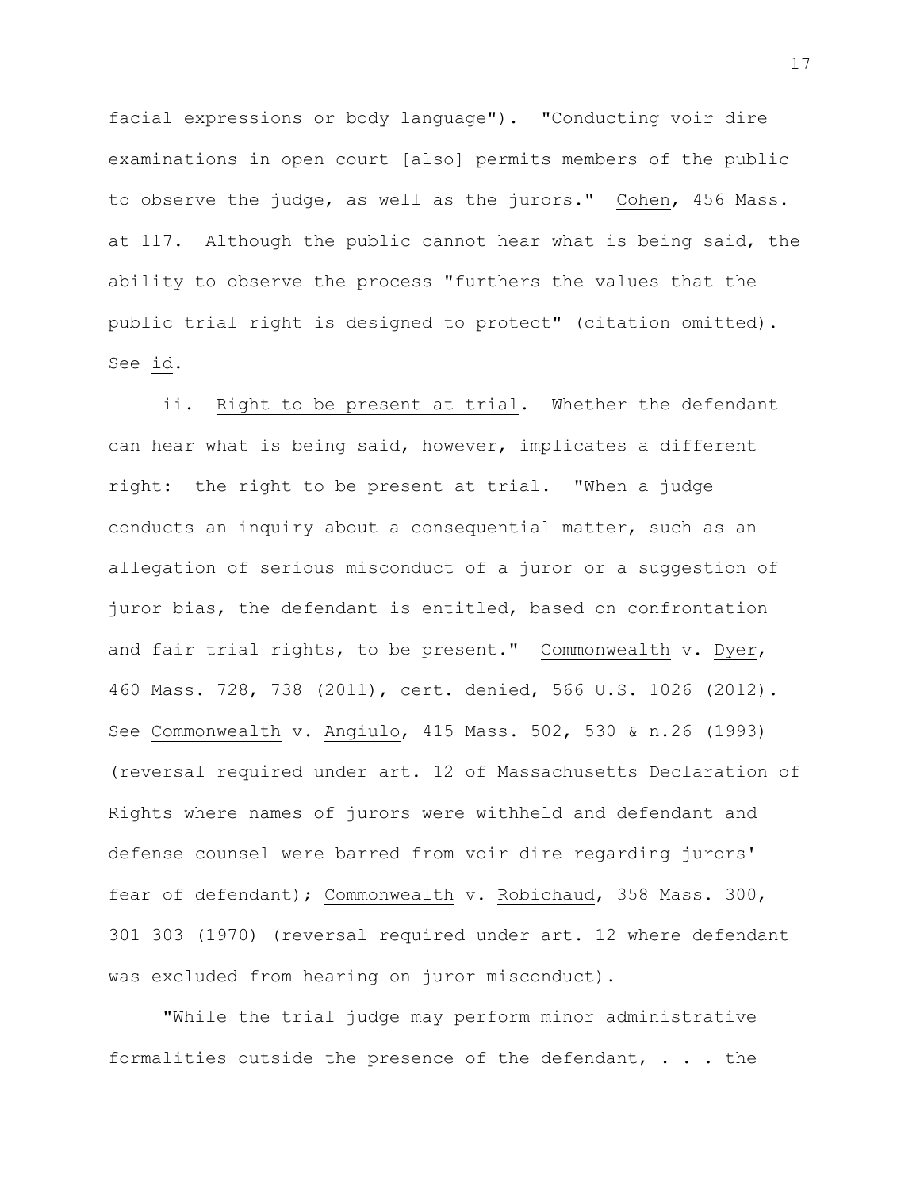facial expressions or body language"). "Conducting voir dire examinations in open court [also] permits members of the public to observe the judge, as well as the jurors." Cohen, 456 Mass. at 117. Although the public cannot hear what is being said, the ability to observe the process "furthers the values that the public trial right is designed to protect" (citation omitted). See id.

ii. Right to be present at trial. Whether the defendant can hear what is being said, however, implicates a different right: the right to be present at trial. "When a judge conducts an inquiry about a consequential matter, such as an allegation of serious misconduct of a juror or a suggestion of juror bias, the defendant is entitled, based on confrontation and fair trial rights, to be present." Commonwealth v. Dyer, 460 Mass. 728, 738 (2011), cert. denied, 566 U.S. 1026 (2012). See Commonwealth v. Angiulo, 415 Mass. 502, 530 & n.26 (1993) (reversal required under art. 12 of Massachusetts Declaration of Rights where names of jurors were withheld and defendant and defense counsel were barred from voir dire regarding jurors' fear of defendant); Commonwealth v. Robichaud, 358 Mass. 300, 301-303 (1970) (reversal required under art. 12 where defendant was excluded from hearing on juror misconduct).

"While the trial judge may perform minor administrative formalities outside the presence of the defendant, . . . the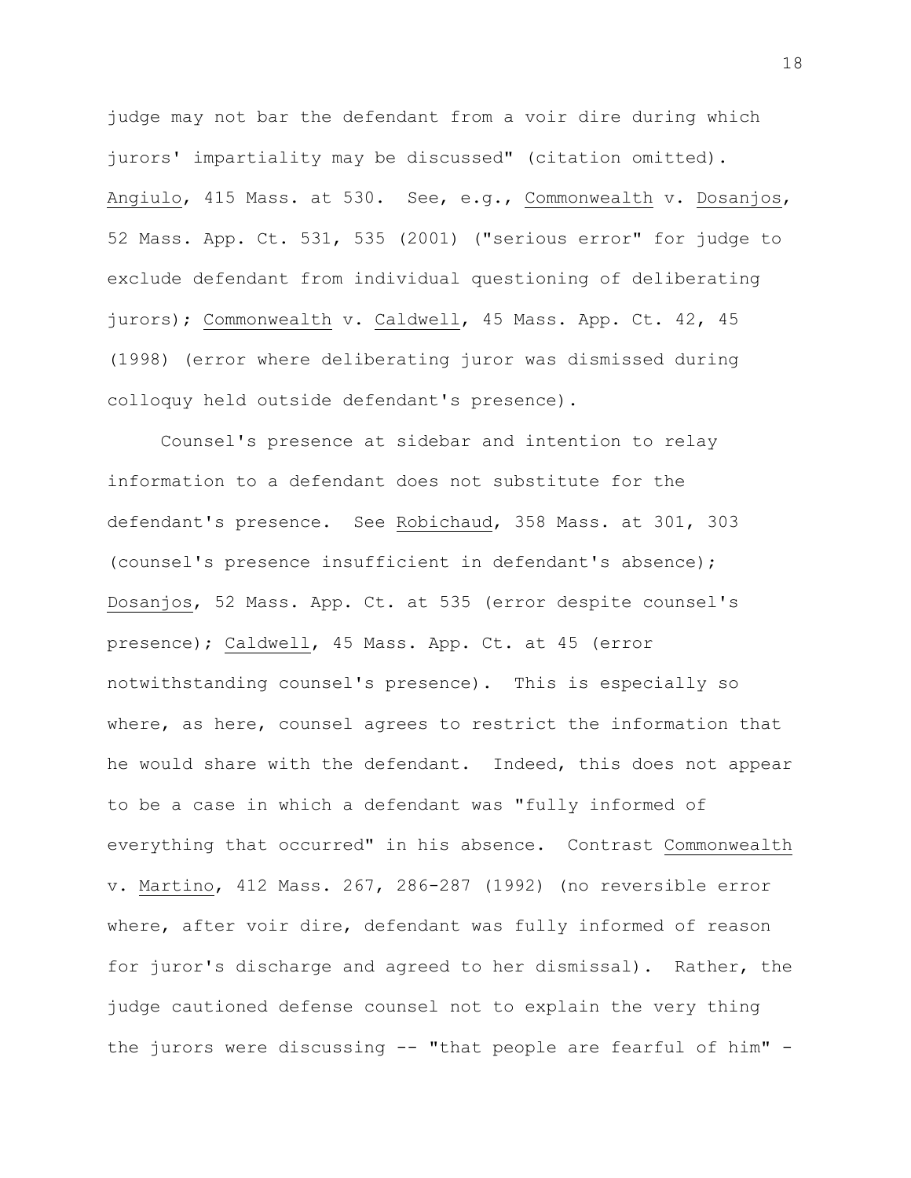judge may not bar the defendant from a voir dire during which jurors' impartiality may be discussed" (citation omitted). Angiulo, 415 Mass. at 530. See, e.g., Commonwealth v. Dosanjos, 52 Mass. App. Ct. 531, 535 (2001) ("serious error" for judge to exclude defendant from individual questioning of deliberating jurors); Commonwealth v. Caldwell, 45 Mass. App. Ct. 42, 45 (1998) (error where deliberating juror was dismissed during colloquy held outside defendant's presence).

Counsel's presence at sidebar and intention to relay information to a defendant does not substitute for the defendant's presence. See Robichaud, 358 Mass. at 301, 303 (counsel's presence insufficient in defendant's absence); Dosanjos, 52 Mass. App. Ct. at 535 (error despite counsel's presence); Caldwell, 45 Mass. App. Ct. at 45 (error notwithstanding counsel's presence). This is especially so where, as here, counsel agrees to restrict the information that he would share with the defendant. Indeed, this does not appear to be a case in which a defendant was "fully informed of everything that occurred" in his absence. Contrast Commonwealth v. Martino, 412 Mass. 267, 286-287 (1992) (no reversible error where, after voir dire, defendant was fully informed of reason for juror's discharge and agreed to her dismissal). Rather, the judge cautioned defense counsel not to explain the very thing the jurors were discussing -- "that people are fearful of him" -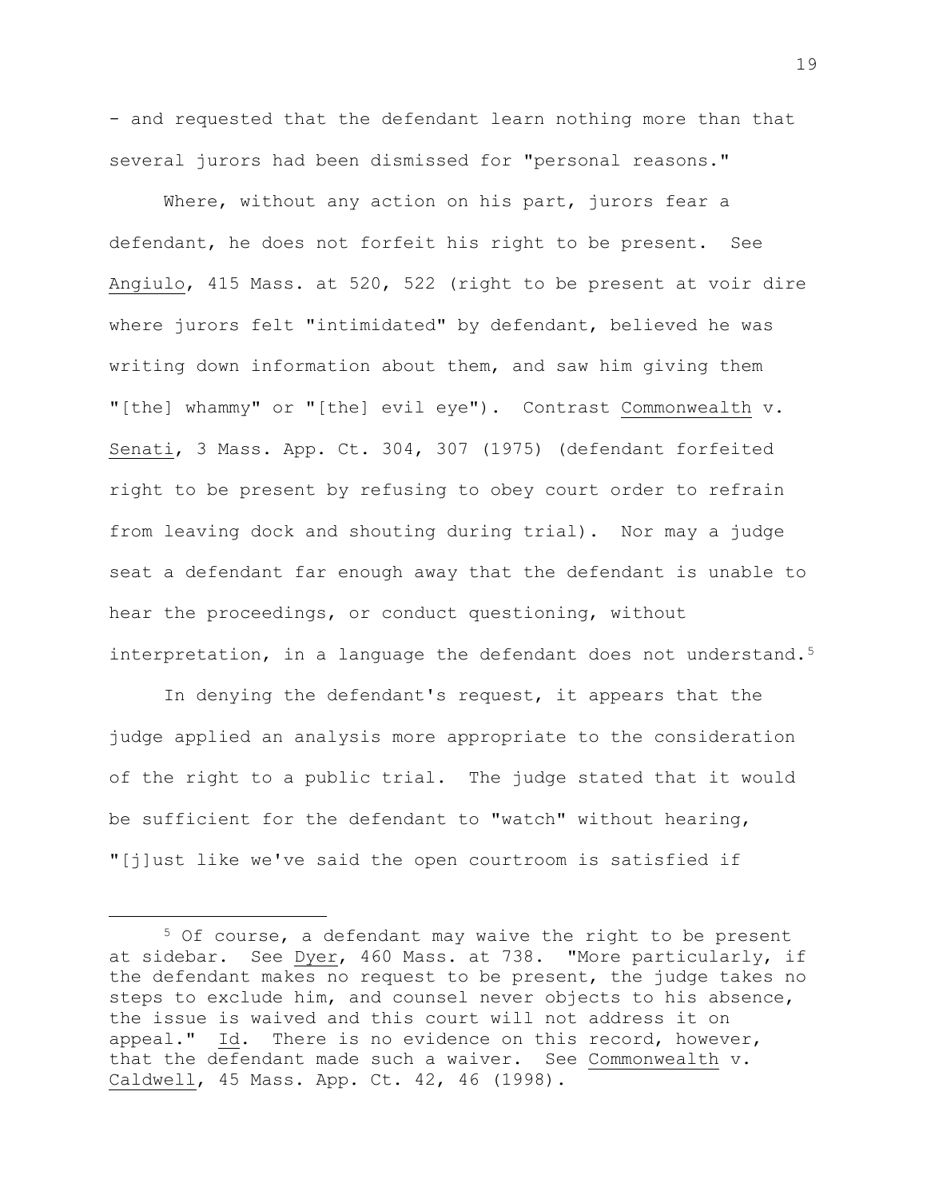- and requested that the defendant learn nothing more than that several jurors had been dismissed for "personal reasons."

Where, without any action on his part, jurors fear a defendant, he does not forfeit his right to be present. See Angiulo, 415 Mass. at 520, 522 (right to be present at voir dire where jurors felt "intimidated" by defendant, believed he was writing down information about them, and saw him giving them "[the] whammy" or "[the] evil eye"). Contrast Commonwealth v. Senati, 3 Mass. App. Ct. 304, 307 (1975) (defendant forfeited right to be present by refusing to obey court order to refrain from leaving dock and shouting during trial). Nor may a judge seat a defendant far enough away that the defendant is unable to hear the proceedings, or conduct questioning, without interpretation, in a language the defendant does not understand.[5]

In denying the defendant's request, it appears that the judge applied an analysis more appropriate to the consideration of the right to a public trial. The judge stated that it would be sufficient for the defendant to "watch" without hearing, "[j]ust like we've said the open courtroom is satisfied if

---

[5] Of course, a defendant may waive the right to be present at sidebar. See Dyer, 460 Mass. at 738. "More particularly, if the defendant makes no request to be present, the judge takes no steps to exclude him, and counsel never objects to his absence, the issue is waived and this court will not address it on appeal." Id. There is no evidence on this record, however, that the defendant made such a waiver. See Commonwealth v. Caldwell, 45 Mass. App. Ct. 42, 46 (1998).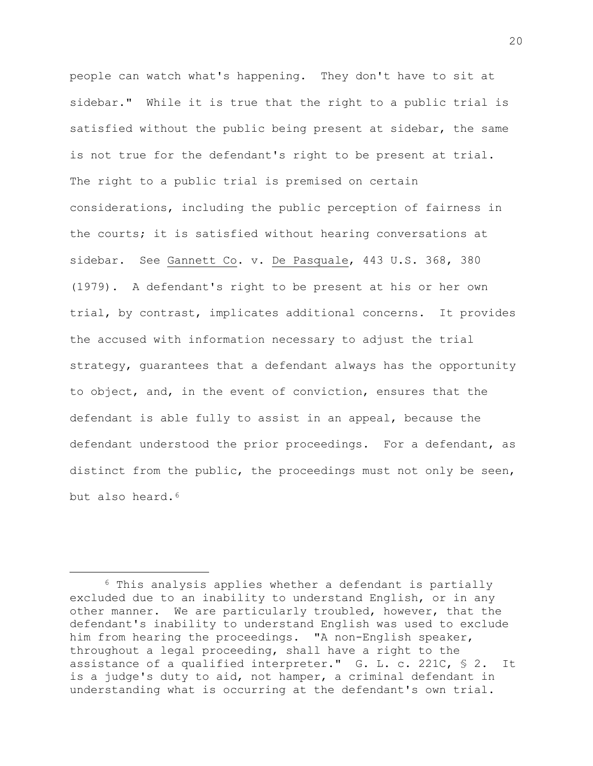people can watch what's happening. They don't have to sit at sidebar." While it is true that the right to a public trial is satisfied without the public being present at sidebar, the same is not true for the defendant's right to be present at trial. The right to a public trial is premised on certain considerations, including the public perception of fairness in the courts; it is satisfied without hearing conversations at sidebar. See Gannett Co. v. De Pasquale, 443 U.S. 368, 380 (1979). A defendant's right to be present at his or her own trial, by contrast, implicates additional concerns. It provides the accused with information necessary to adjust the trial strategy, guarantees that a defendant always has the opportunity to object, and, in the event of conviction, ensures that the defendant is able fully to assist in an appeal, because the defendant understood the prior proceedings. For a defendant, as distinct from the public, the proceedings must not only be seen, but also heard.[6]

---

[6] This analysis applies whether a defendant is partially excluded due to an inability to understand English, or in any other manner. We are particularly troubled, however, that the defendant's inability to understand English was used to exclude him from hearing the proceedings. "A non-English speaker, throughout a legal proceeding, shall have a right to the assistance of a qualified interpreter." G. L. c. 221C, § 2. It is a judge's duty to aid, not hamper, a criminal defendant in understanding what is occurring at the defendant's own trial.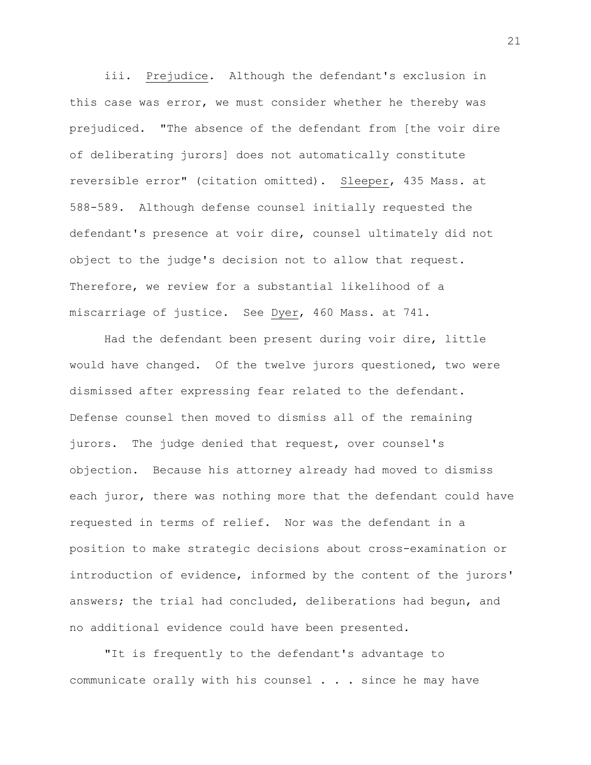iii. <u>Prejudice</u>. Although the defendant's exclusion in this case was error, we must consider whether he thereby was prejudiced. "The absence of the defendant from [the voir dire of deliberating jurors] does not automatically constitute reversible error" (citation omitted). <u>Sleeper</u>, 435 Mass. at 588-589. Although defense counsel initially requested the defendant's presence at voir dire, counsel ultimately did not object to the judge's decision not to allow that request. Therefore, we review for a substantial likelihood of a miscarriage of justice. See <u>Dyer</u>, 460 Mass. at 741.

Had the defendant been present during voir dire, little would have changed. Of the twelve jurors questioned, two were dismissed after expressing fear related to the defendant. Defense counsel then moved to dismiss all of the remaining jurors. The judge denied that request, over counsel's objection. Because his attorney already had moved to dismiss each juror, there was nothing more that the defendant could have requested in terms of relief. Nor was the defendant in a position to make strategic decisions about cross-examination or introduction of evidence, informed by the content of the jurors' answers; the trial had concluded, deliberations had begun, and no additional evidence could have been presented.

"It is frequently to the defendant's advantage to communicate orally with his counsel . . . since he may have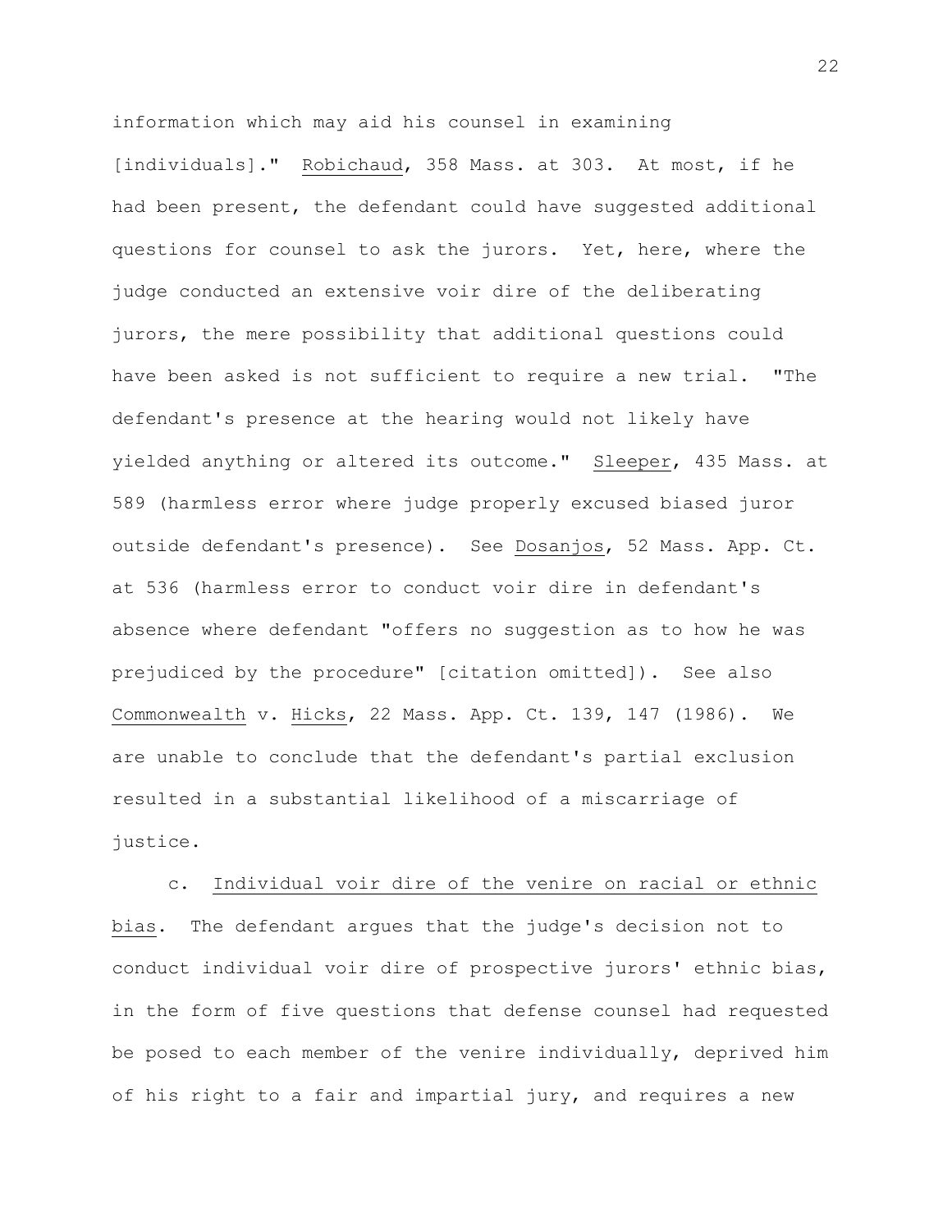information which may aid his counsel in examining [individuals]." Robichaud, 358 Mass. at 303. At most, if he had been present, the defendant could have suggested additional questions for counsel to ask the jurors. Yet, here, where the judge conducted an extensive voir dire of the deliberating jurors, the mere possibility that additional questions could have been asked is not sufficient to require a new trial. "The defendant's presence at the hearing would not likely have yielded anything or altered its outcome." Sleeper, 435 Mass. at 589 (harmless error where judge properly excused biased juror outside defendant's presence). See Dosanjos, 52 Mass. App. Ct. at 536 (harmless error to conduct voir dire in defendant's absence where defendant "offers no suggestion as to how he was prejudiced by the procedure" [citation omitted]). See also Commonwealth v. Hicks, 22 Mass. App. Ct. 139, 147 (1986). We are unable to conclude that the defendant's partial exclusion resulted in a substantial likelihood of a miscarriage of justice.

c. Individual voir dire of the venire on racial or ethnic bias. The defendant argues that the judge's decision not to conduct individual voir dire of prospective jurors' ethnic bias, in the form of five questions that defense counsel had requested be posed to each member of the venire individually, deprived him of his right to a fair and impartial jury, and requires a new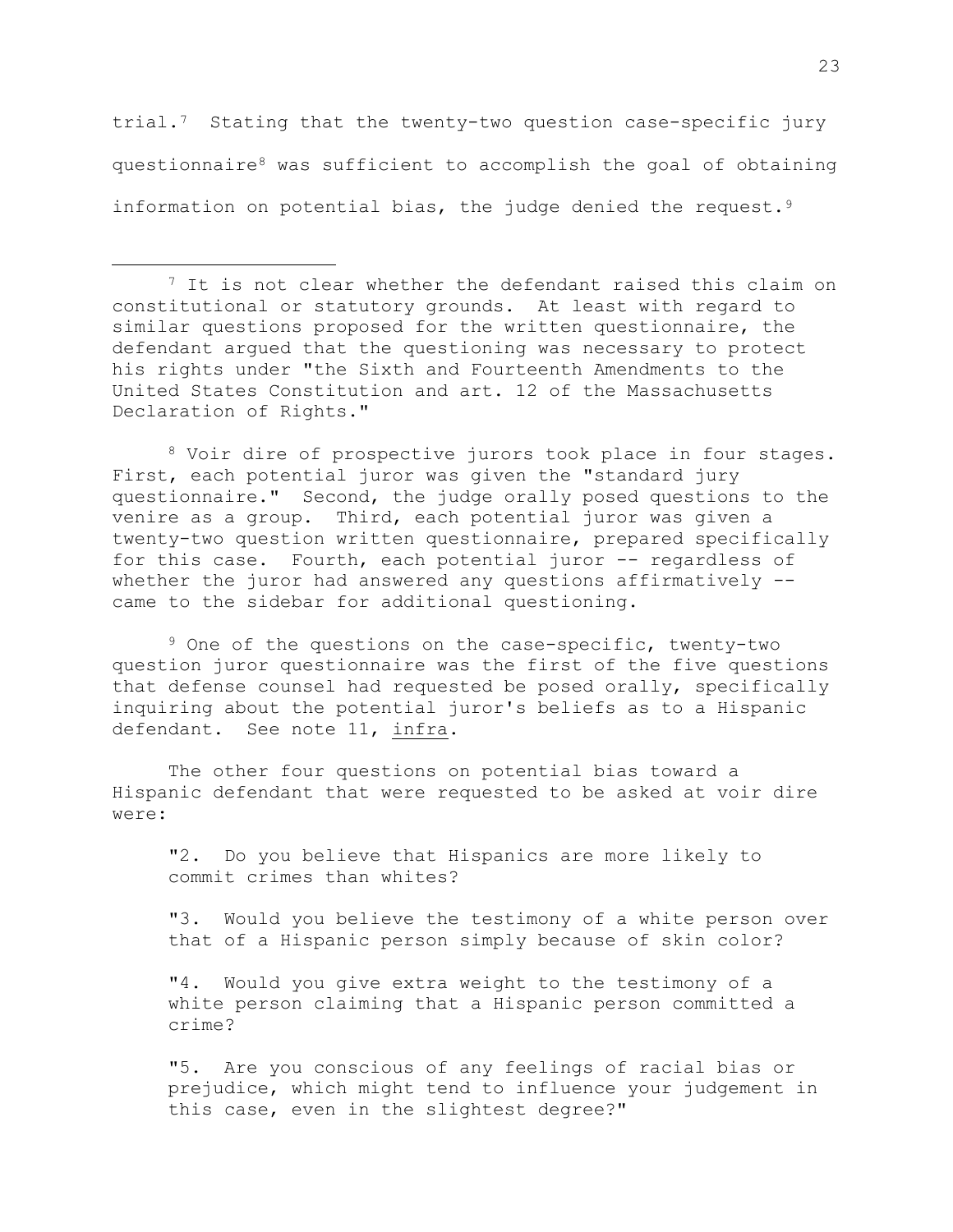trial.[7] Stating that the twenty-two question case-specific jury questionnaire[8] was sufficient to accomplish the goal of obtaining information on potential bias, the judge denied the request.[9]

---

[7] It is not clear whether the defendant raised this claim on constitutional or statutory grounds. At least with regard to similar questions proposed for the written questionnaire, the defendant argued that the questioning was necessary to protect his rights under "the Sixth and Fourteenth Amendments to the United States Constitution and art. 12 of the Massachusetts Declaration of Rights."

[8] Voir dire of prospective jurors took place in four stages. First, each potential juror was given the "standard jury questionnaire." Second, the judge orally posed questions to the venire as a group. Third, each potential juror was given a twenty-two question written questionnaire, prepared specifically for this case. Fourth, each potential juror -- regardless of whether the juror had answered any questions affirmatively -- came to the sidebar for additional questioning.

[9] One of the questions on the case-specific, twenty-two question juror questionnaire was the first of the five questions that defense counsel had requested be posed orally, specifically inquiring about the potential juror's beliefs as to a Hispanic defendant. See note 11, infra.

The other four questions on potential bias toward a Hispanic defendant that were requested to be asked at voir dire were:

> "2. Do you believe that Hispanics are more likely to commit crimes than whites?
>
> "3. Would you believe the testimony of a white person over that of a Hispanic person simply because of skin color?
>
> "4. Would you give extra weight to the testimony of a white person claiming that a Hispanic person committed a crime?
>
> "5. Are you conscious of any feelings of racial bias or prejudice, which might tend to influence your judgement in this case, even in the slightest degree?"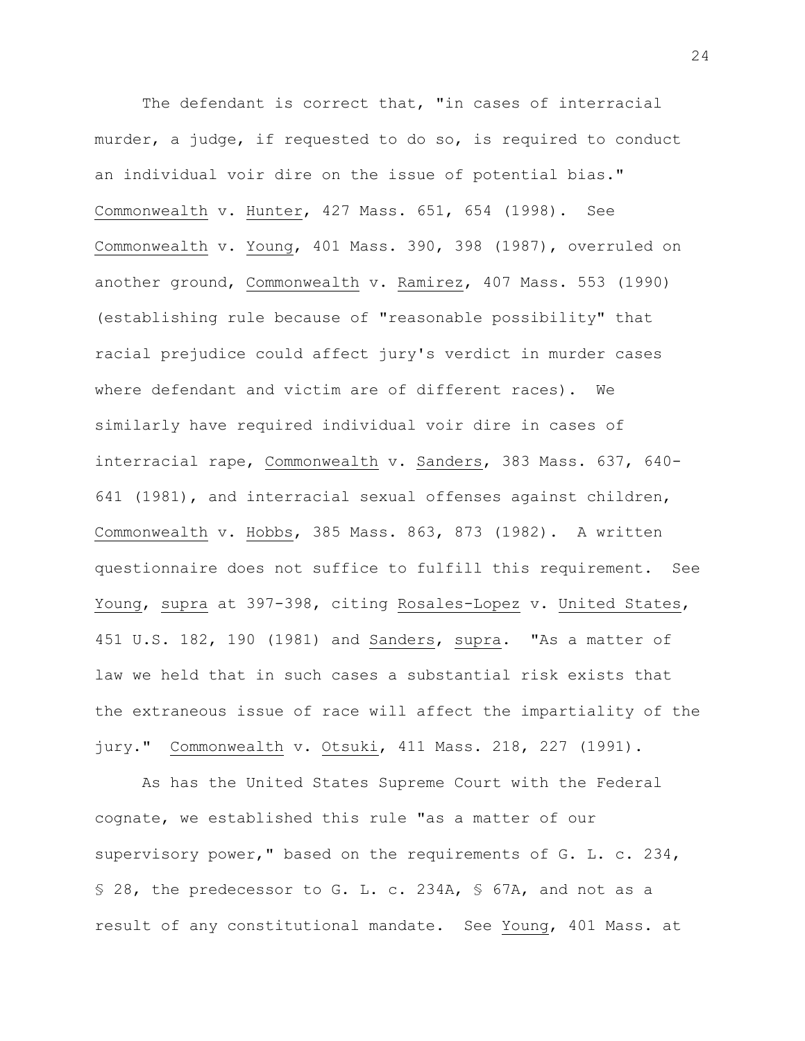The defendant is correct that, "in cases of interracial murder, a judge, if requested to do so, is required to conduct an individual voir dire on the issue of potential bias." Commonwealth v. Hunter, 427 Mass. 651, 654 (1998). See Commonwealth v. Young, 401 Mass. 390, 398 (1987), overruled on another ground, Commonwealth v. Ramirez, 407 Mass. 553 (1990) (establishing rule because of "reasonable possibility" that racial prejudice could affect jury's verdict in murder cases where defendant and victim are of different races). We similarly have required individual voir dire in cases of interracial rape, Commonwealth v. Sanders, 383 Mass. 637, 640-641 (1981), and interracial sexual offenses against children, Commonwealth v. Hobbs, 385 Mass. 863, 873 (1982). A written questionnaire does not suffice to fulfill this requirement. See Young, supra at 397-398, citing Rosales-Lopez v. United States, 451 U.S. 182, 190 (1981) and Sanders, supra. "As a matter of law we held that in such cases a substantial risk exists that the extraneous issue of race will affect the impartiality of the jury." Commonwealth v. Otsuki, 411 Mass. 218, 227 (1991).

As has the United States Supreme Court with the Federal cognate, we established this rule "as a matter of our supervisory power," based on the requirements of G. L. c. 234, § 28, the predecessor to G. L. c. 234A, § 67A, and not as a result of any constitutional mandate. See Young, 401 Mass. at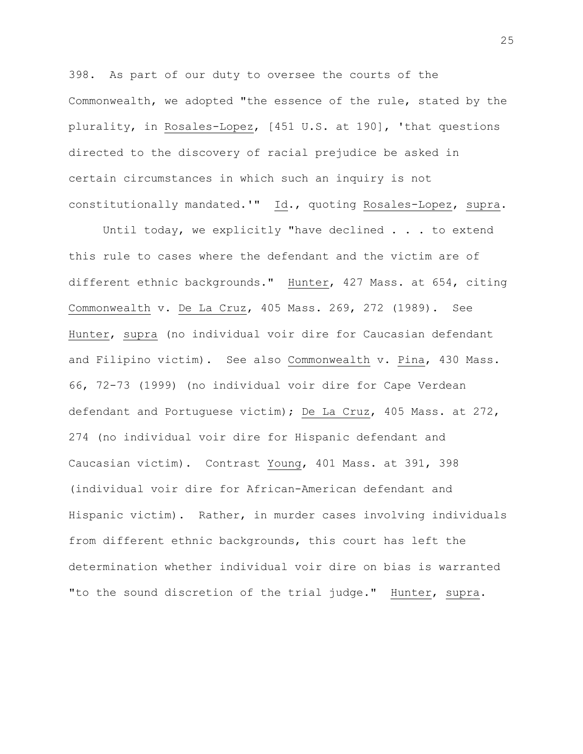398. As part of our duty to oversee the courts of the Commonwealth, we adopted "the essence of the rule, stated by the plurality, in Rosales-Lopez, [451 U.S. at 190], 'that questions directed to the discovery of racial prejudice be asked in certain circumstances in which such an inquiry is not constitutionally mandated.'" Id., quoting Rosales-Lopez, supra.

Until today, we explicitly "have declined . . . to extend this rule to cases where the defendant and the victim are of different ethnic backgrounds." Hunter, 427 Mass. at 654, citing Commonwealth v. De La Cruz, 405 Mass. 269, 272 (1989). See Hunter, supra (no individual voir dire for Caucasian defendant and Filipino victim). See also Commonwealth v. Pina, 430 Mass. 66, 72-73 (1999) (no individual voir dire for Cape Verdean defendant and Portuguese victim); De La Cruz, 405 Mass. at 272, 274 (no individual voir dire for Hispanic defendant and Caucasian victim). Contrast Young, 401 Mass. at 391, 398 (individual voir dire for African-American defendant and Hispanic victim). Rather, in murder cases involving individuals from different ethnic backgrounds, this court has left the determination whether individual voir dire on bias is warranted "to the sound discretion of the trial judge." Hunter, supra.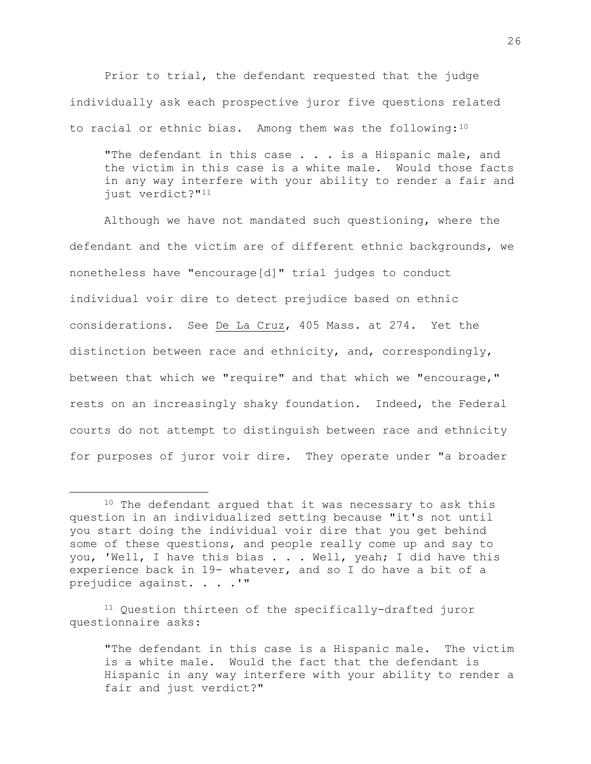Prior to trial, the defendant requested that the judge individually ask each prospective juror five questions related to racial or ethnic bias. Among them was the following:[10]

> "The defendant in this case . . . is a Hispanic male, and the victim in this case is a white male. Would those facts in any way interfere with your ability to render a fair and just verdict?"[11]

Although we have not mandated such questioning, where the defendant and the victim are of different ethnic backgrounds, we nonetheless have "encourage[d]" trial judges to conduct individual voir dire to detect prejudice based on ethnic considerations. See <u>De La Cruz</u>, 405 Mass. at 274. Yet the distinction between race and ethnicity, and, correspondingly, between that which we "require" and that which we "encourage," rests on an increasingly shaky foundation. Indeed, the Federal courts do not attempt to distinguish between race and ethnicity for purposes of juror voir dire. They operate under "a broader

---

[10] The defendant argued that it was necessary to ask this question in an individualized setting because "it's not until you start doing the individual voir dire that you get behind some of these questions, and people really come up and say to you, 'Well, I have this bias . . . Well, yeah; I did have this experience back in 19- whatever, and so I do have a bit of a prejudice against. . . .'"

[11] Question thirteen of the specifically-drafted juror questionnaire asks:

> "The defendant in this case is a Hispanic male. The victim is a white male. Would the fact that the defendant is Hispanic in any way interfere with your ability to render a fair and just verdict?"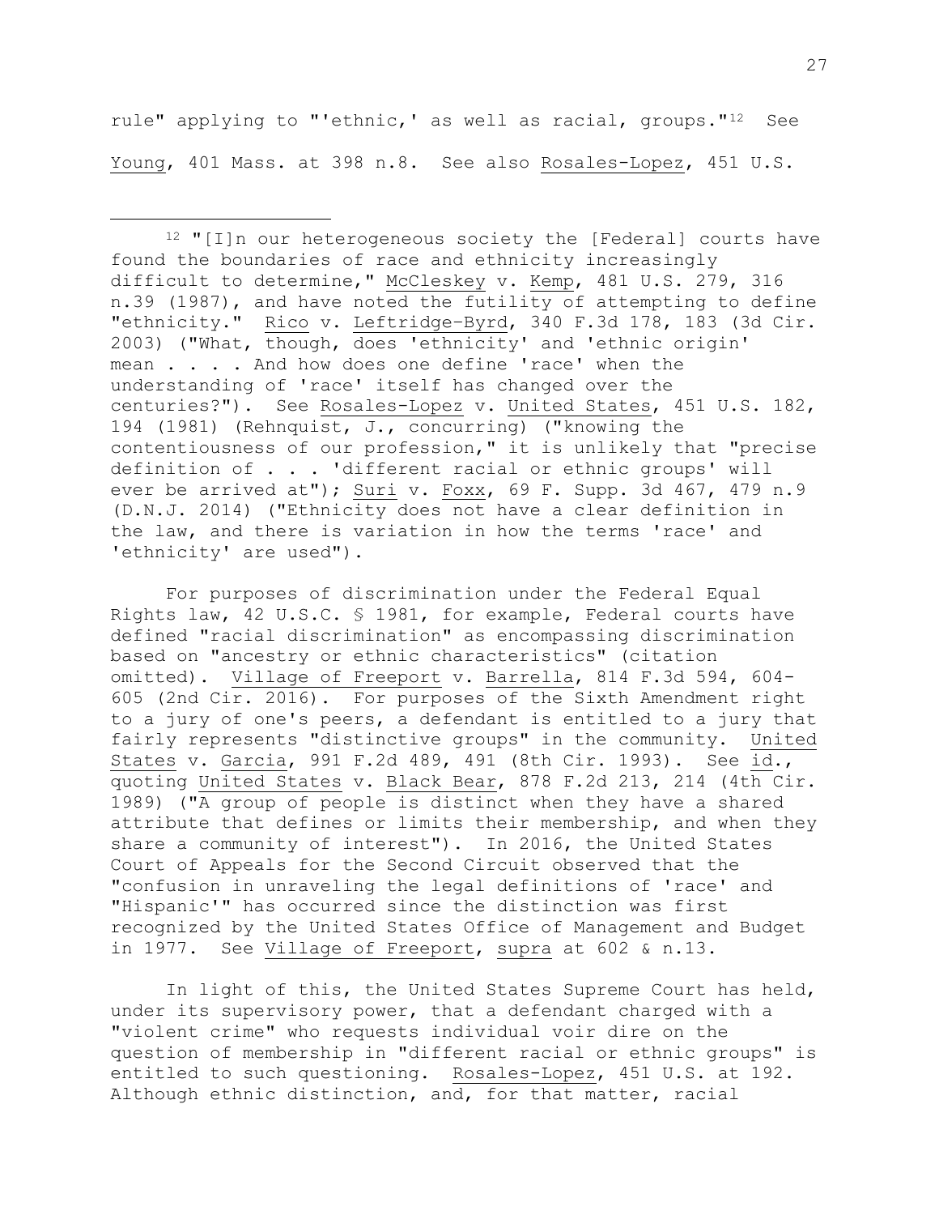rule" applying to "'ethnic,' as well as racial, groups."[12] See Young, 401 Mass. at 398 n.8. See also Rosales-Lopez, 451 U.S.

---

[12] "[I]n our heterogeneous society the [Federal] courts have found the boundaries of race and ethnicity increasingly difficult to determine," McCleskey v. Kemp, 481 U.S. 279, 316 n.39 (1987), and have noted the futility of attempting to define "ethnicity." Rico v. Leftridge-Byrd, 340 F.3d 178, 183 (3d Cir. 2003) ("What, though, does 'ethnicity' and 'ethnic origin' mean . . . . And how does one define 'race' when the understanding of 'race' itself has changed over the centuries?"). See Rosales-Lopez v. United States, 451 U.S. 182, 194 (1981) (Rehnquist, J., concurring) ("knowing the contentiousness of our profession," it is unlikely that "precise definition of . . . 'different racial or ethnic groups' will ever be arrived at"); Suri v. Foxx, 69 F. Supp. 3d 467, 479 n.9 (D.N.J. 2014) ("Ethnicity does not have a clear definition in the law, and there is variation in how the terms 'race' and 'ethnicity' are used").

For purposes of discrimination under the Federal Equal Rights law, 42 U.S.C. § 1981, for example, Federal courts have defined "racial discrimination" as encompassing discrimination based on "ancestry or ethnic characteristics" (citation omitted). Village of Freeport v. Barrella, 814 F.3d 594, 604-605 (2nd Cir. 2016). For purposes of the Sixth Amendment right to a jury of one's peers, a defendant is entitled to a jury that fairly represents "distinctive groups" in the community. United States v. Garcia, 991 F.2d 489, 491 (8th Cir. 1993). See id., quoting United States v. Black Bear, 878 F.2d 213, 214 (4th Cir. 1989) ("A group of people is distinct when they have a shared attribute that defines or limits their membership, and when they share a community of interest"). In 2016, the United States Court of Appeals for the Second Circuit observed that the "confusion in unraveling the legal definitions of 'race' and "Hispanic'" has occurred since the distinction was first recognized by the United States Office of Management and Budget in 1977. See Village of Freeport, supra at 602 & n.13.

In light of this, the United States Supreme Court has held, under its supervisory power, that a defendant charged with a "violent crime" who requests individual voir dire on the question of membership in "different racial or ethnic groups" is entitled to such questioning. Rosales-Lopez, 451 U.S. at 192. Although ethnic distinction, and, for that matter, racial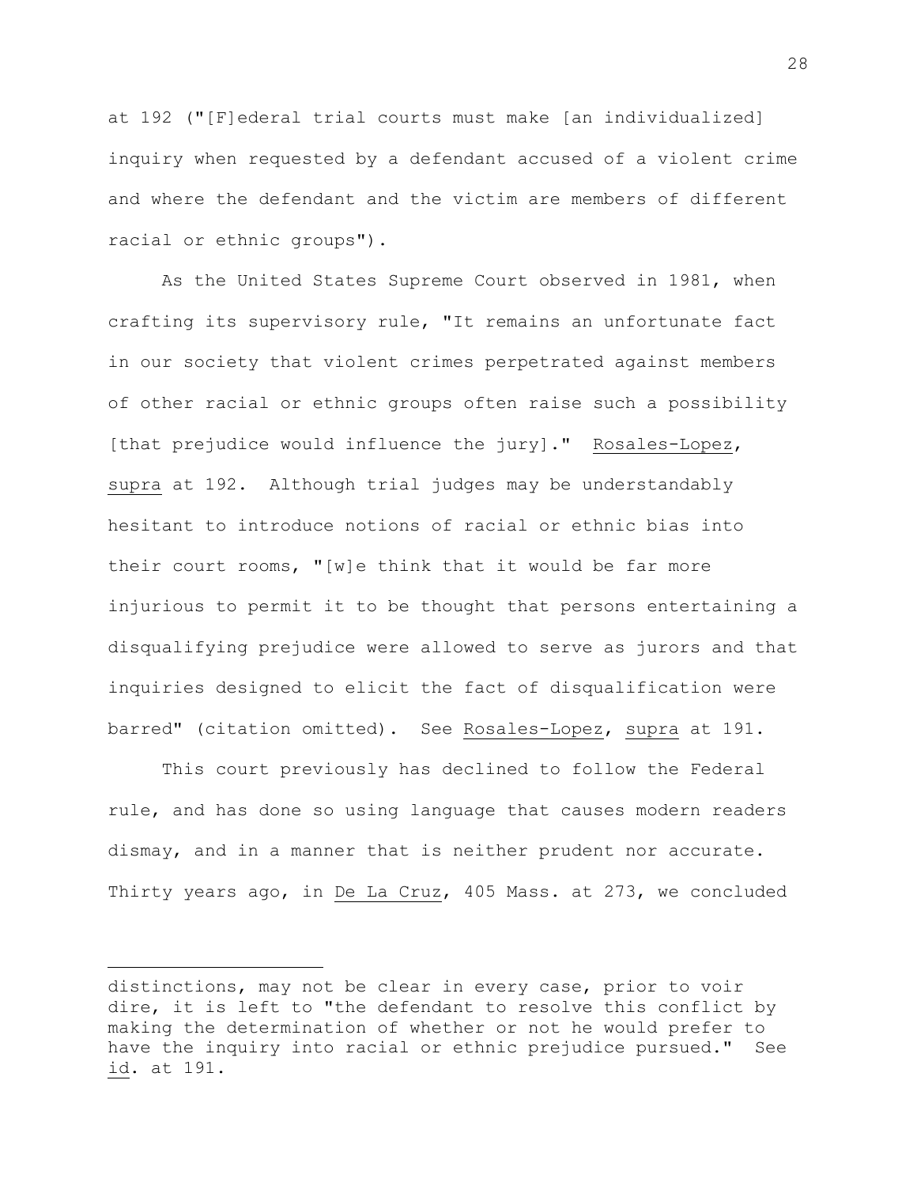at 192 ("[F]ederal trial courts must make [an individualized] inquiry when requested by a defendant accused of a violent crime and where the defendant and the victim are members of different racial or ethnic groups").

As the United States Supreme Court observed in 1981, when crafting its supervisory rule, "It remains an unfortunate fact in our society that violent crimes perpetrated against members of other racial or ethnic groups often raise such a possibility [that prejudice would influence the jury]." Rosales-Lopez, supra at 192. Although trial judges may be understandably hesitant to introduce notions of racial or ethnic bias into their court rooms, "[w]e think that it would be far more injurious to permit it to be thought that persons entertaining a disqualifying prejudice were allowed to serve as jurors and that inquiries designed to elicit the fact of disqualification were barred" (citation omitted). See Rosales-Lopez, supra at 191.

This court previously has declined to follow the Federal rule, and has done so using language that causes modern readers dismay, and in a manner that is neither prudent nor accurate. Thirty years ago, in De La Cruz, 405 Mass. at 273, we concluded

---

distinctions, may not be clear in every case, prior to voir dire, it is left to "the defendant to resolve this conflict by making the determination of whether or not he would prefer to have the inquiry into racial or ethnic prejudice pursued." See id. at 191.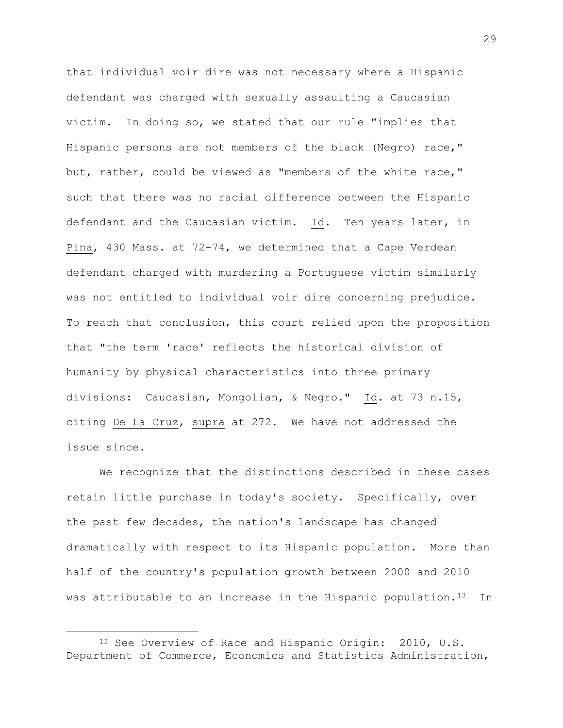that individual voir dire was not necessary where a Hispanic defendant was charged with sexually assaulting a Caucasian victim. In doing so, we stated that our rule "implies that Hispanic persons are not members of the black (Negro) race," but, rather, could be viewed as "members of the white race," such that there was no racial difference between the Hispanic defendant and the Caucasian victim. Id. Ten years later, in Pina, 430 Mass. at 72-74, we determined that a Cape Verdean defendant charged with murdering a Portuguese victim similarly was not entitled to individual voir dire concerning prejudice. To reach that conclusion, this court relied upon the proposition that "the term 'race' reflects the historical division of humanity by physical characteristics into three primary divisions: Caucasian, Mongolian, & Negro." Id. at 73 n.15, citing De La Cruz, supra at 272. We have not addressed the issue since.

We recognize that the distinctions described in these cases retain little purchase in today's society. Specifically, over the past few decades, the nation's landscape has changed dramatically with respect to its Hispanic population. More than half of the country's population growth between 2000 and 2010 was attributable to an increase in the Hispanic population.[13] In

---

[13] See Overview of Race and Hispanic Origin: 2010, U.S. Department of Commerce, Economics and Statistics Administration,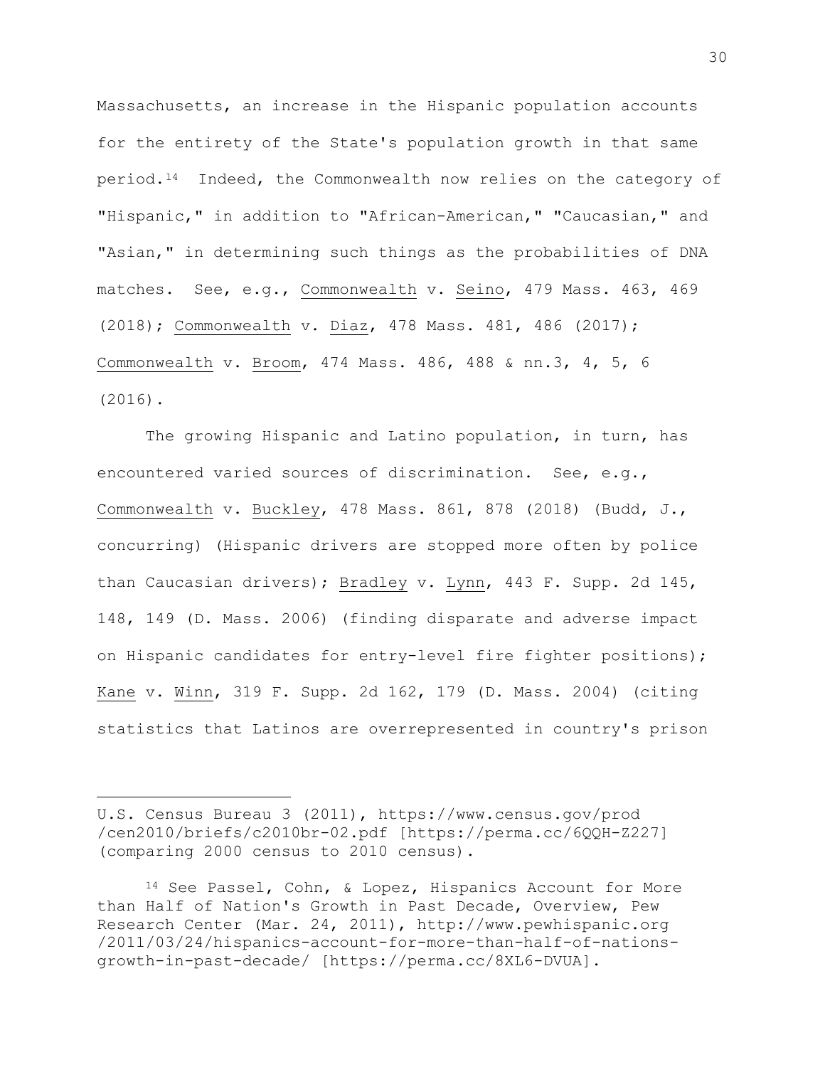Massachusetts, an increase in the Hispanic population accounts for the entirety of the State's population growth in that same period.[14] Indeed, the Commonwealth now relies on the category of "Hispanic," in addition to "African-American," "Caucasian," and "Asian," in determining such things as the probabilities of DNA matches. See, e.g., Commonwealth v. Seino, 479 Mass. 463, 469 (2018); Commonwealth v. Diaz, 478 Mass. 481, 486 (2017); Commonwealth v. Broom, 474 Mass. 486, 488 & nn.3, 4, 5, 6 (2016).

The growing Hispanic and Latino population, in turn, has encountered varied sources of discrimination. See, e.g., Commonwealth v. Buckley, 478 Mass. 861, 878 (2018) (Budd, J., concurring) (Hispanic drivers are stopped more often by police than Caucasian drivers); Bradley v. Lynn, 443 F. Supp. 2d 145, 148, 149 (D. Mass. 2006) (finding disparate and adverse impact on Hispanic candidates for entry-level fire fighter positions); Kane v. Winn, 319 F. Supp. 2d 162, 179 (D. Mass. 2004) (citing statistics that Latinos are overrepresented in country's prison

---

U.S. Census Bureau 3 (2011), https://www.census.gov/prod/cen2010/briefs/c2010br-02.pdf [https://perma.cc/6QQH-Z227] (comparing 2000 census to 2010 census).

[14] See Passel, Cohn, & Lopez, Hispanics Account for More than Half of Nation's Growth in Past Decade, Overview, Pew Research Center (Mar. 24, 2011), http://www.pewhispanic.org/2011/03/24/hispanics-account-for-more-than-half-of-nations-growth-in-past-decade/ [https://perma.cc/8XL6-DVUA].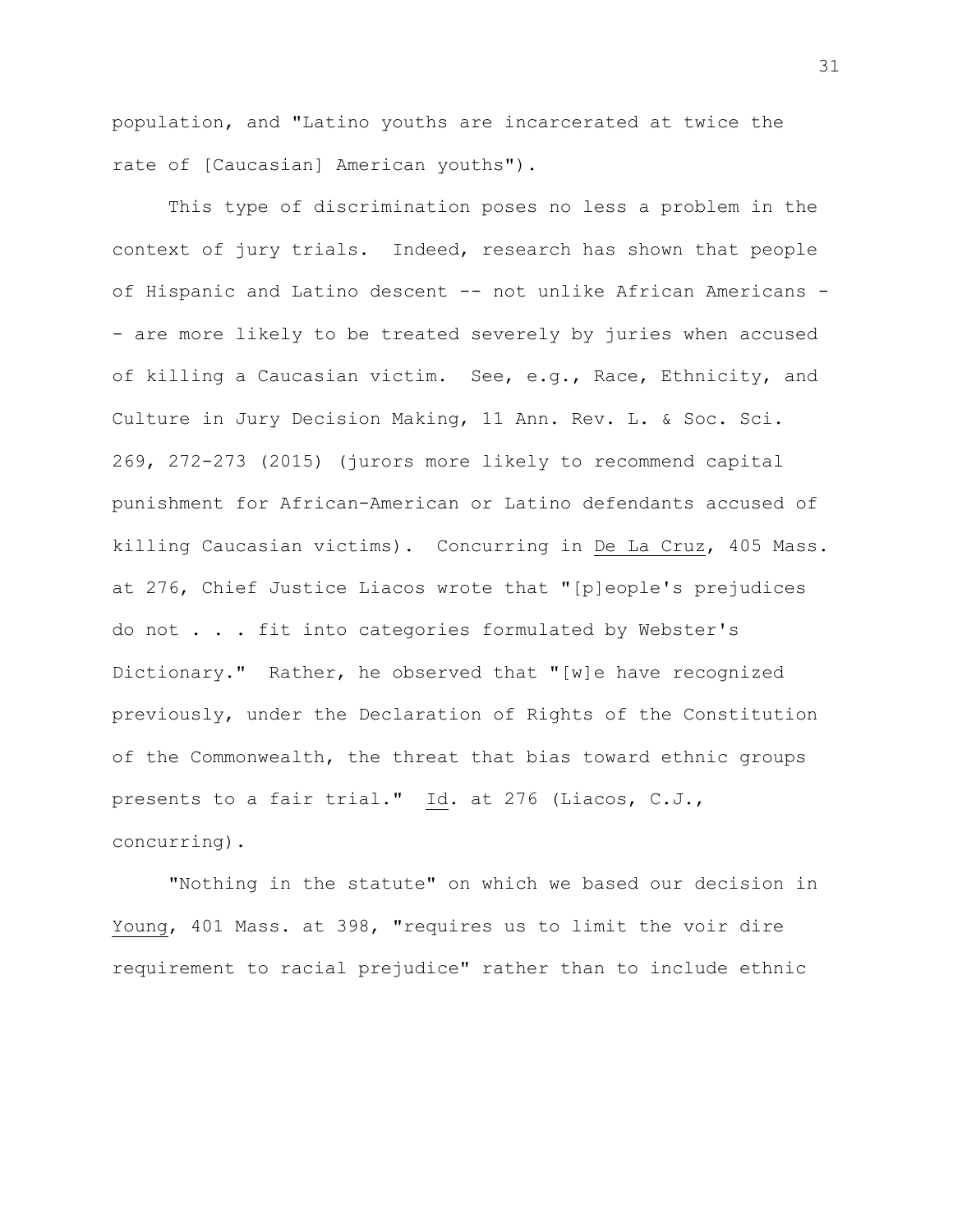population, and "Latino youths are incarcerated at twice the rate of [Caucasian] American youths").

This type of discrimination poses no less a problem in the context of jury trials. Indeed, research has shown that people of Hispanic and Latino descent -- not unlike African Americans -- are more likely to be treated severely by juries when accused of killing a Caucasian victim. See, e.g., Race, Ethnicity, and Culture in Jury Decision Making, 11 Ann. Rev. L. & Soc. Sci. 269, 272-273 (2015) (jurors more likely to recommend capital punishment for African-American or Latino defendants accused of killing Caucasian victims). Concurring in De La Cruz, 405 Mass. at 276, Chief Justice Liacos wrote that "[p]eople's prejudices do not . . . fit into categories formulated by Webster's Dictionary." Rather, he observed that "[w]e have recognized previously, under the Declaration of Rights of the Constitution of the Commonwealth, the threat that bias toward ethnic groups presents to a fair trial." Id. at 276 (Liacos, C.J., concurring).

"Nothing in the statute" on which we based our decision in Young, 401 Mass. at 398, "requires us to limit the voir dire requirement to racial prejudice" rather than to include ethnic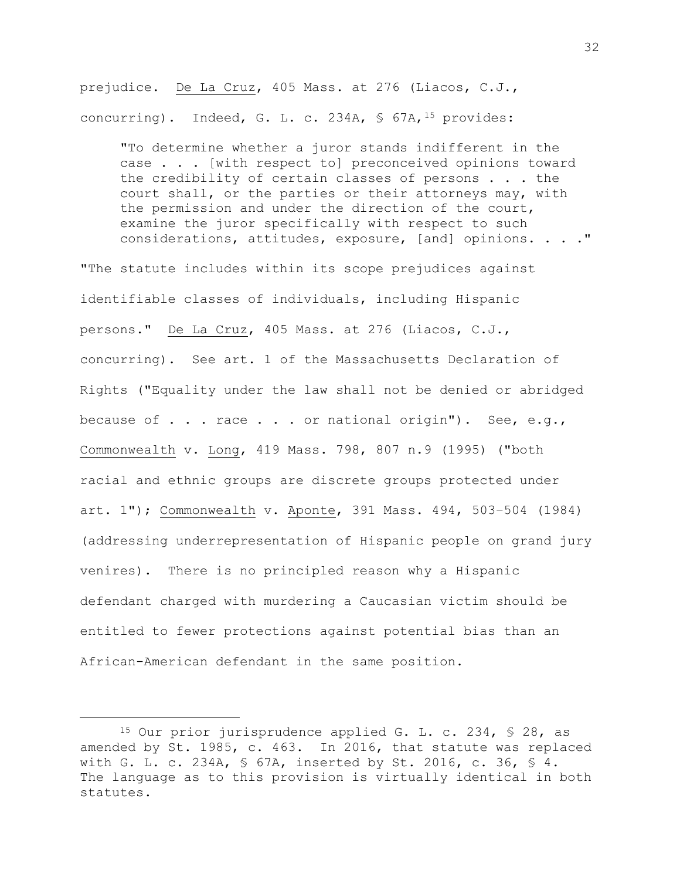prejudice. De La Cruz, 405 Mass. at 276 (Liacos, C.J., concurring). Indeed, G. L. c. 234A, § 67A,[15] provides:

> "To determine whether a juror stands indifferent in the case . . . [with respect to] preconceived opinions toward the credibility of certain classes of persons . . . the court shall, or the parties or their attorneys may, with the permission and under the direction of the court, examine the juror specifically with respect to such considerations, attitudes, exposure, [and] opinions. . . ."

"The statute includes within its scope prejudices against identifiable classes of individuals, including Hispanic persons." De La Cruz, 405 Mass. at 276 (Liacos, C.J., concurring). See art. 1 of the Massachusetts Declaration of Rights ("Equality under the law shall not be denied or abridged because of . . . race . . . or national origin"). See, e.g., Commonwealth v. Long, 419 Mass. 798, 807 n.9 (1995) ("both racial and ethnic groups are discrete groups protected under art. 1"); Commonwealth v. Aponte, 391 Mass. 494, 503-504 (1984) (addressing underrepresentation of Hispanic people on grand jury venires). There is no principled reason why a Hispanic defendant charged with murdering a Caucasian victim should be entitled to fewer protections against potential bias than an African-American defendant in the same position.

---

[15] Our prior jurisprudence applied G. L. c. 234, § 28, as amended by St. 1985, c. 463. In 2016, that statute was replaced with G. L. c. 234A, § 67A, inserted by St. 2016, c. 36, § 4. The language as to this provision is virtually identical in both statutes.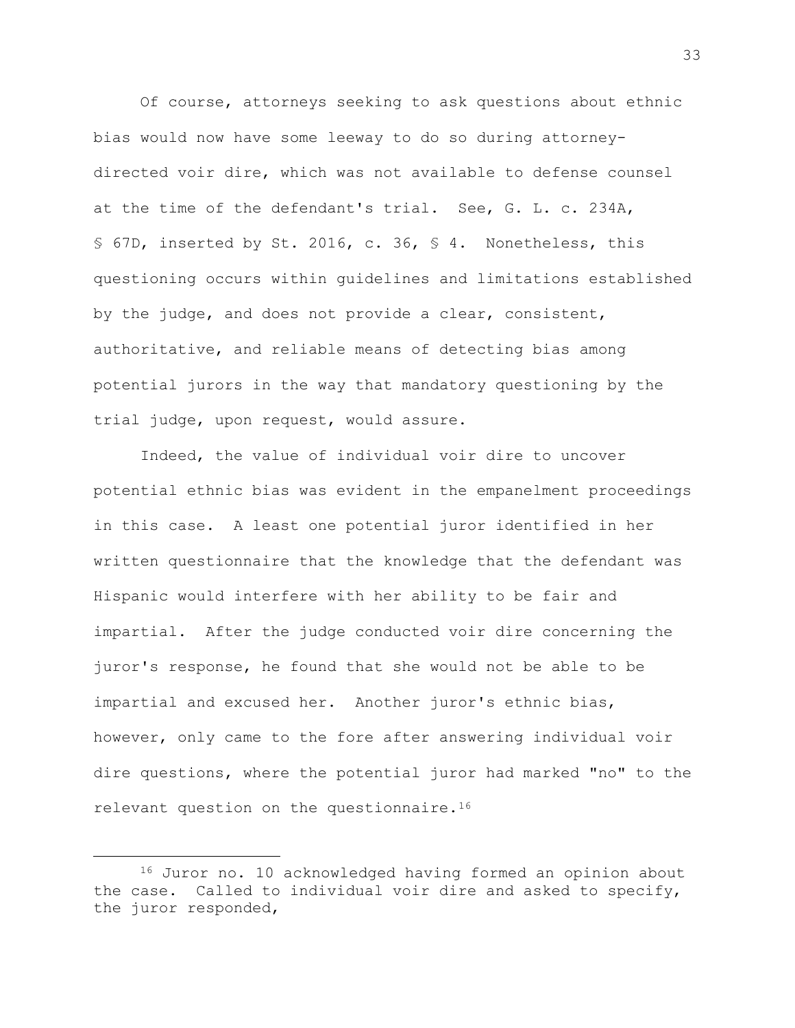Of course, attorneys seeking to ask questions about ethnic bias would now have some leeway to do so during attorney-directed voir dire, which was not available to defense counsel at the time of the defendant's trial. See, G. L. c. 234A, § 67D, inserted by St. 2016, c. 36, § 4. Nonetheless, this questioning occurs within guidelines and limitations established by the judge, and does not provide a clear, consistent, authoritative, and reliable means of detecting bias among potential jurors in the way that mandatory questioning by the trial judge, upon request, would assure.

Indeed, the value of individual voir dire to uncover potential ethnic bias was evident in the empanelment proceedings in this case. A least one potential juror identified in her written questionnaire that the knowledge that the defendant was Hispanic would interfere with her ability to be fair and impartial. After the judge conducted voir dire concerning the juror's response, he found that she would not be able to be impartial and excused her. Another juror's ethnic bias, however, only came to the fore after answering individual voir dire questions, where the potential juror had marked "no" to the relevant question on the questionnaire.[16]

---

[16] Juror no. 10 acknowledged having formed an opinion about the case. Called to individual voir dire and asked to specify, the juror responded,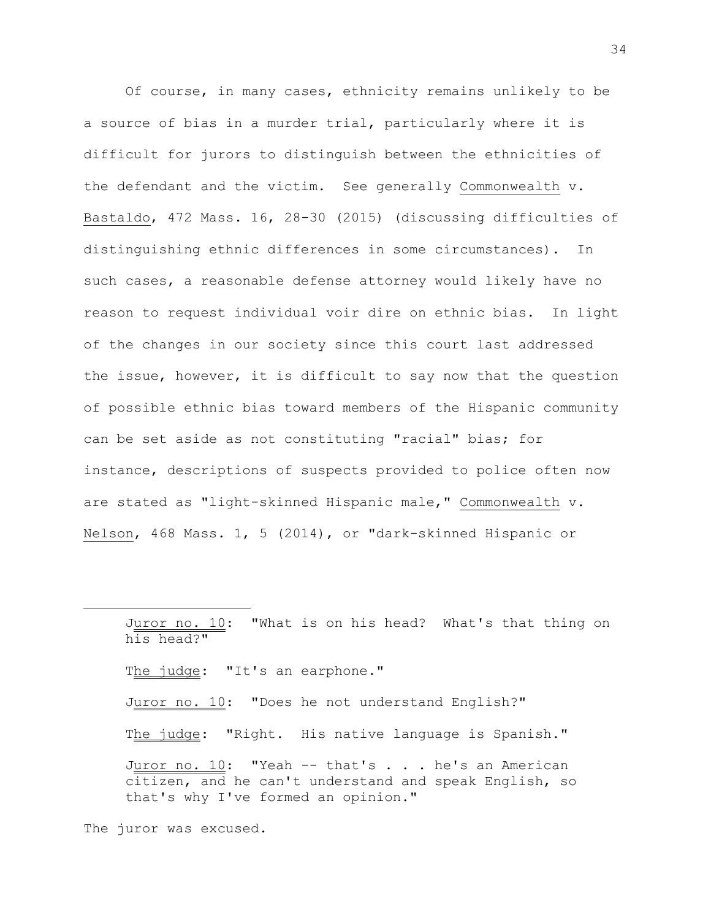Of course, in many cases, ethnicity remains unlikely to be a source of bias in a murder trial, particularly where it is difficult for jurors to distinguish between the ethnicities of the defendant and the victim. See generally Commonwealth v. Bastaldo, 472 Mass. 16, 28-30 (2015) (discussing difficulties of distinguishing ethnic differences in some circumstances). In such cases, a reasonable defense attorney would likely have no reason to request individual voir dire on ethnic bias. In light of the changes in our society since this court last addressed the issue, however, it is difficult to say now that the question of possible ethnic bias toward members of the Hispanic community can be set aside as not constituting "racial" bias; for instance, descriptions of suspects provided to police often now are stated as "light-skinned Hispanic male," Commonwealth v. Nelson, 468 Mass. 1, 5 (2014), or "dark-skinned Hispanic or

---

> Juror no. 10: "What is on his head? What's that thing on his head?"
>
> The judge: "It's an earphone."
>
> Juror no. 10: "Does he not understand English?"
>
> The judge: "Right. His native language is Spanish."
>
> Juror no. 10: "Yeah -- that's . . . he's an American citizen, and he can't understand and speak English, so that's why I've formed an opinion."

The juror was excused.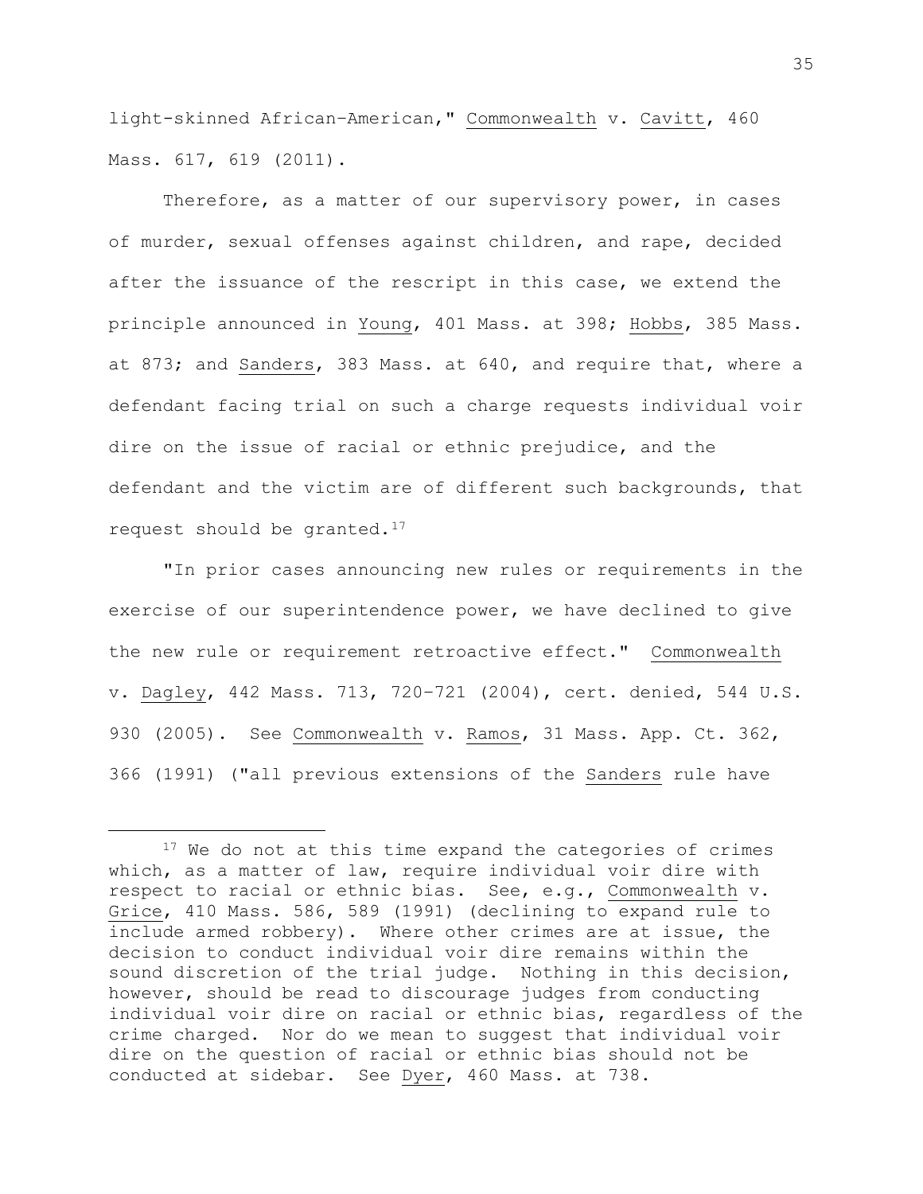light-skinned African-American," Commonwealth v. Cavitt, 460 Mass. 617, 619 (2011).

Therefore, as a matter of our supervisory power, in cases of murder, sexual offenses against children, and rape, decided after the issuance of the rescript in this case, we extend the principle announced in Young, 401 Mass. at 398; Hobbs, 385 Mass. at 873; and Sanders, 383 Mass. at 640, and require that, where a defendant facing trial on such a charge requests individual voir dire on the issue of racial or ethnic prejudice, and the defendant and the victim are of different such backgrounds, that request should be granted.[17]

"In prior cases announcing new rules or requirements in the exercise of our superintendence power, we have declined to give the new rule or requirement retroactive effect." Commonwealth v. Dagley, 442 Mass. 713, 720-721 (2004), cert. denied, 544 U.S. 930 (2005). See Commonwealth v. Ramos, 31 Mass. App. Ct. 362, 366 (1991) ("all previous extensions of the Sanders rule have

---

[17] We do not at this time expand the categories of crimes which, as a matter of law, require individual voir dire with respect to racial or ethnic bias. See, e.g., Commonwealth v. Grice, 410 Mass. 586, 589 (1991) (declining to expand rule to include armed robbery). Where other crimes are at issue, the decision to conduct individual voir dire remains within the sound discretion of the trial judge. Nothing in this decision, however, should be read to discourage judges from conducting individual voir dire on racial or ethnic bias, regardless of the crime charged. Nor do we mean to suggest that individual voir dire on the question of racial or ethnic bias should not be conducted at sidebar. See Dyer, 460 Mass. at 738.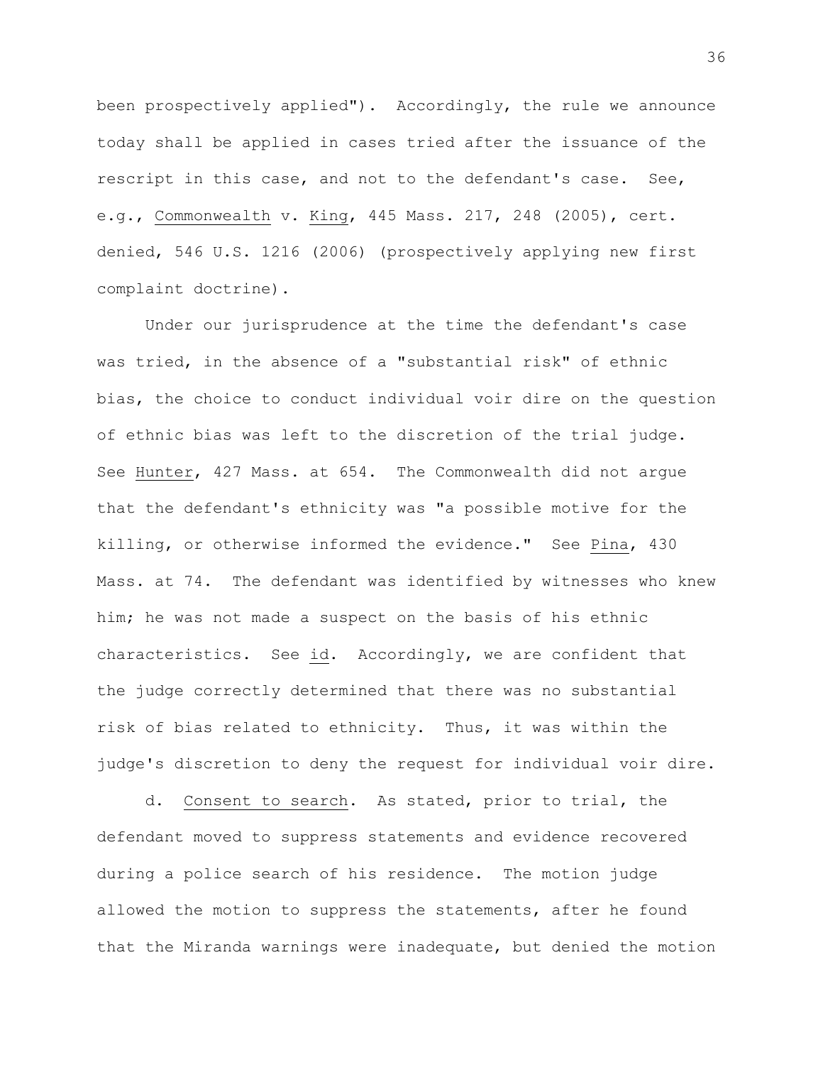been prospectively applied"). Accordingly, the rule we announce today shall be applied in cases tried after the issuance of the rescript in this case, and not to the defendant's case. See, e.g., Commonwealth v. King, 445 Mass. 217, 248 (2005), cert. denied, 546 U.S. 1216 (2006) (prospectively applying new first complaint doctrine).

Under our jurisprudence at the time the defendant's case was tried, in the absence of a "substantial risk" of ethnic bias, the choice to conduct individual voir dire on the question of ethnic bias was left to the discretion of the trial judge. See Hunter, 427 Mass. at 654. The Commonwealth did not argue that the defendant's ethnicity was "a possible motive for the killing, or otherwise informed the evidence." See Pina, 430 Mass. at 74. The defendant was identified by witnesses who knew him; he was not made a suspect on the basis of his ethnic characteristics. See id. Accordingly, we are confident that the judge correctly determined that there was no substantial risk of bias related to ethnicity. Thus, it was within the judge's discretion to deny the request for individual voir dire.

d. Consent to search. As stated, prior to trial, the defendant moved to suppress statements and evidence recovered during a police search of his residence. The motion judge allowed the motion to suppress the statements, after he found that the Miranda warnings were inadequate, but denied the motion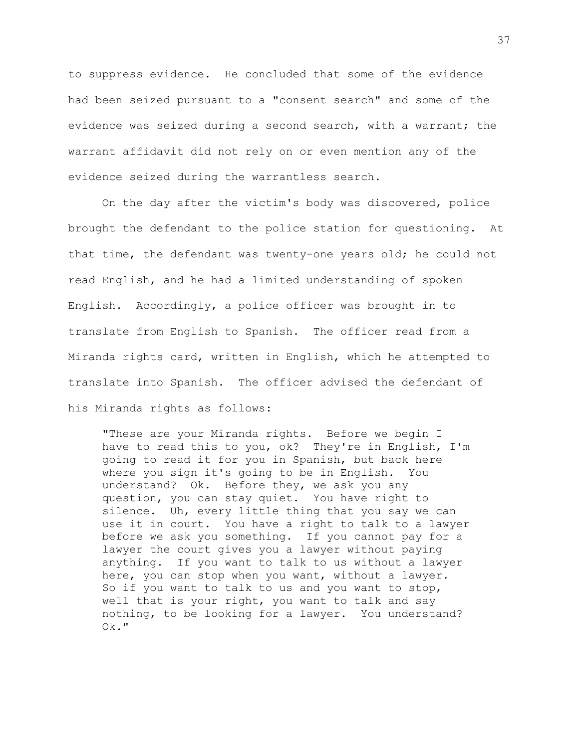to suppress evidence. He concluded that some of the evidence had been seized pursuant to a "consent search" and some of the evidence was seized during a second search, with a warrant; the warrant affidavit did not rely on or even mention any of the evidence seized during the warrantless search.

On the day after the victim's body was discovered, police brought the defendant to the police station for questioning. At that time, the defendant was twenty-one years old; he could not read English, and he had a limited understanding of spoken English. Accordingly, a police officer was brought in to translate from English to Spanish. The officer read from a Miranda rights card, written in English, which he attempted to translate into Spanish. The officer advised the defendant of his Miranda rights as follows:

> "These are your Miranda rights. Before we begin I have to read this to you, ok? They're in English, I'm going to read it for you in Spanish, but back here where you sign it's going to be in English. You understand? Ok. Before they, we ask you any question, you can stay quiet. You have right to silence. Uh, every little thing that you say we can use it in court. You have a right to talk to a lawyer before we ask you something. If you cannot pay for a lawyer the court gives you a lawyer without paying anything. If you want to talk to us without a lawyer here, you can stop when you want, without a lawyer. So if you want to talk to us and you want to stop, well that is your right, you want to talk and say nothing, to be looking for a lawyer. You understand? Ok."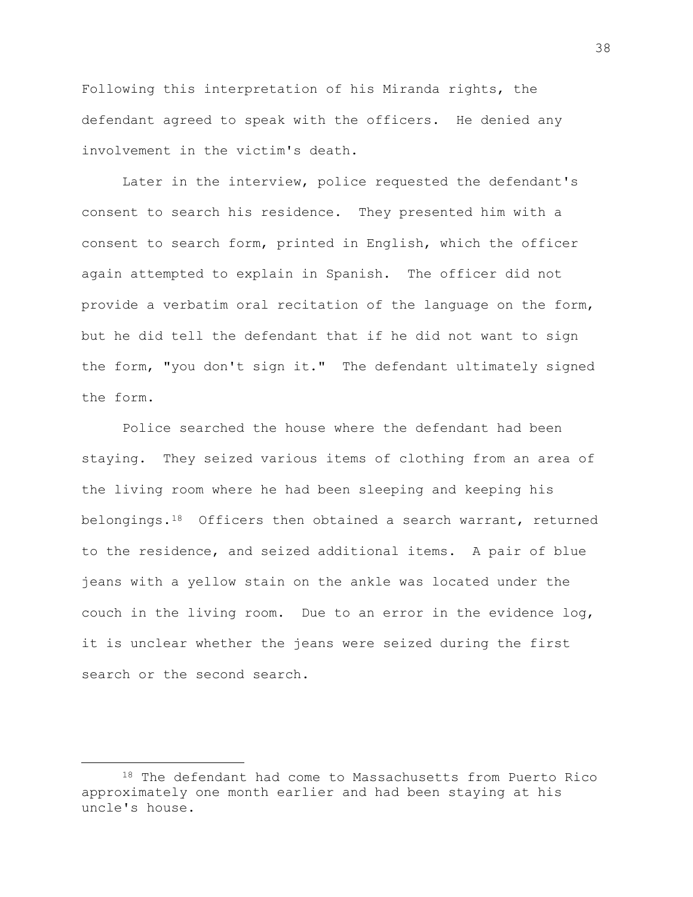Following this interpretation of his Miranda rights, the defendant agreed to speak with the officers. He denied any involvement in the victim's death.

Later in the interview, police requested the defendant's consent to search his residence. They presented him with a consent to search form, printed in English, which the officer again attempted to explain in Spanish. The officer did not provide a verbatim oral recitation of the language on the form, but he did tell the defendant that if he did not want to sign the form, "you don't sign it." The defendant ultimately signed the form.

Police searched the house where the defendant had been staying. They seized various items of clothing from an area of the living room where he had been sleeping and keeping his belongings.[18] Officers then obtained a search warrant, returned to the residence, and seized additional items. A pair of blue jeans with a yellow stain on the ankle was located under the couch in the living room. Due to an error in the evidence log, it is unclear whether the jeans were seized during the first search or the second search.

---

[18] The defendant had come to Massachusetts from Puerto Rico approximately one month earlier and had been staying at his uncle's house.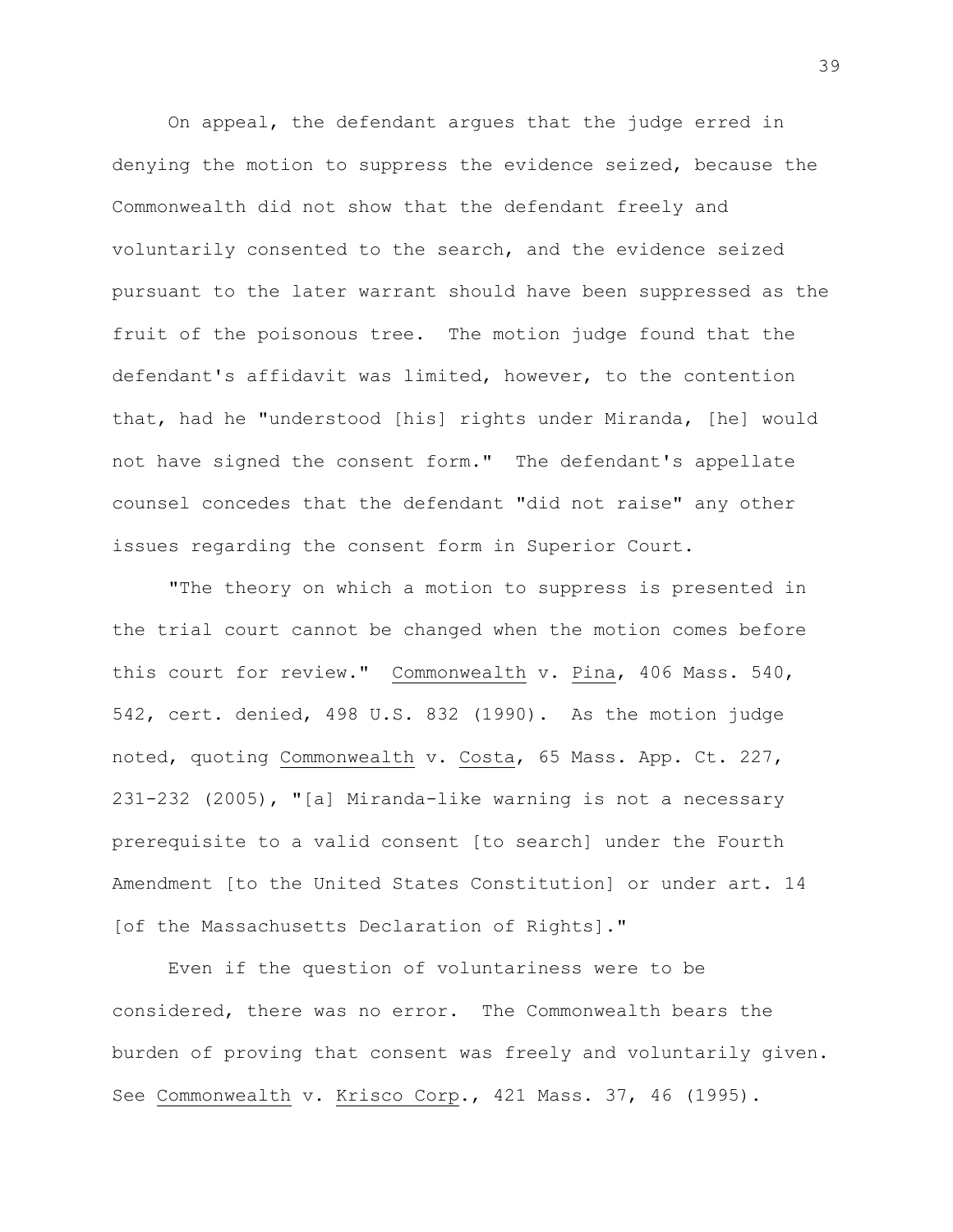On appeal, the defendant argues that the judge erred in denying the motion to suppress the evidence seized, because the Commonwealth did not show that the defendant freely and voluntarily consented to the search, and the evidence seized pursuant to the later warrant should have been suppressed as the fruit of the poisonous tree. The motion judge found that the defendant's affidavit was limited, however, to the contention that, had he "understood [his] rights under Miranda, [he] would not have signed the consent form." The defendant's appellate counsel concedes that the defendant "did not raise" any other issues regarding the consent form in Superior Court.

"The theory on which a motion to suppress is presented in the trial court cannot be changed when the motion comes before this court for review." Commonwealth v. Pina, 406 Mass. 540, 542, cert. denied, 498 U.S. 832 (1990). As the motion judge noted, quoting Commonwealth v. Costa, 65 Mass. App. Ct. 227, 231-232 (2005), "[a] Miranda-like warning is not a necessary prerequisite to a valid consent [to search] under the Fourth Amendment [to the United States Constitution] or under art. 14 [of the Massachusetts Declaration of Rights]."

Even if the question of voluntariness were to be considered, there was no error. The Commonwealth bears the burden of proving that consent was freely and voluntarily given. See Commonwealth v. Krisco Corp., 421 Mass. 37, 46 (1995).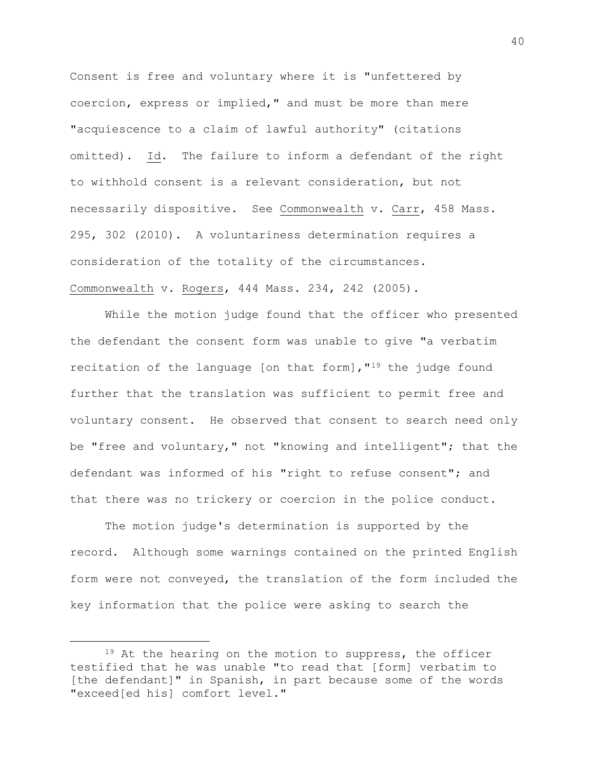Consent is free and voluntary where it is "unfettered by coercion, express or implied," and must be more than mere "acquiescence to a claim of lawful authority" (citations omitted). Id. The failure to inform a defendant of the right to withhold consent is a relevant consideration, but not necessarily dispositive. See Commonwealth v. Carr, 458 Mass. 295, 302 (2010). A voluntariness determination requires a consideration of the totality of the circumstances. Commonwealth v. Rogers, 444 Mass. 234, 242 (2005).

While the motion judge found that the officer who presented the defendant the consent form was unable to give "a verbatim recitation of the language [on that form],"[19] the judge found further that the translation was sufficient to permit free and voluntary consent. He observed that consent to search need only be "free and voluntary," not "knowing and intelligent"; that the defendant was informed of his "right to refuse consent"; and that there was no trickery or coercion in the police conduct.

The motion judge's determination is supported by the record. Although some warnings contained on the printed English form were not conveyed, the translation of the form included the key information that the police were asking to search the

---

[19] At the hearing on the motion to suppress, the officer testified that he was unable "to read that [form] verbatim to [the defendant]" in Spanish, in part because some of the words "exceed[ed his] comfort level."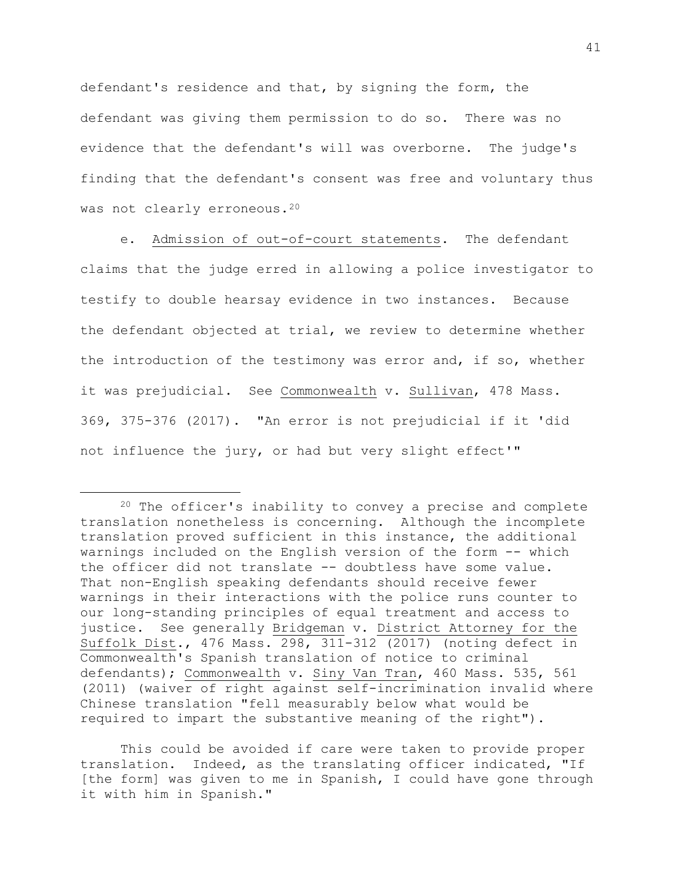defendant's residence and that, by signing the form, the defendant was giving them permission to do so. There was no evidence that the defendant's will was overborne. The judge's finding that the defendant's consent was free and voluntary thus was not clearly erroneous.[20]

e. Admission of out-of-court statements. The defendant claims that the judge erred in allowing a police investigator to testify to double hearsay evidence in two instances. Because the defendant objected at trial, we review to determine whether the introduction of the testimony was error and, if so, whether it was prejudicial. See Commonwealth v. Sullivan, 478 Mass. 369, 375-376 (2017). "An error is not prejudicial if it 'did not influence the jury, or had but very slight effect'"

---

[20] The officer's inability to convey a precise and complete translation nonetheless is concerning. Although the incomplete translation proved sufficient in this instance, the additional warnings included on the English version of the form -- which the officer did not translate -- doubtless have some value. That non-English speaking defendants should receive fewer warnings in their interactions with the police runs counter to our long-standing principles of equal treatment and access to justice. See generally Bridgeman v. District Attorney for the Suffolk Dist., 476 Mass. 298, 311-312 (2017) (noting defect in Commonwealth's Spanish translation of notice to criminal defendants); Commonwealth v. Siny Van Tran, 460 Mass. 535, 561 (2011) (waiver of right against self-incrimination invalid where Chinese translation "fell measurably below what would be required to impart the substantive meaning of the right").

This could be avoided if care were taken to provide proper translation. Indeed, as the translating officer indicated, "If [the form] was given to me in Spanish, I could have gone through it with him in Spanish."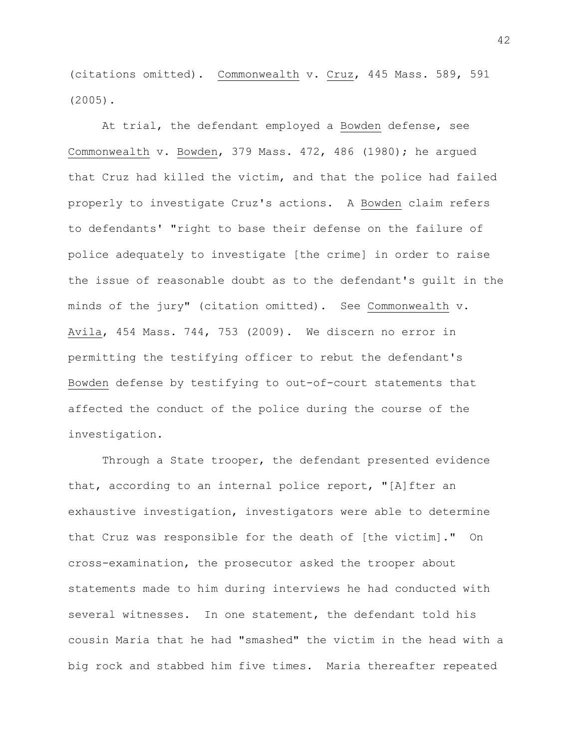(citations omitted). Commonwealth v. Cruz, 445 Mass. 589, 591 (2005).

At trial, the defendant employed a Bowden defense, see Commonwealth v. Bowden, 379 Mass. 472, 486 (1980); he argued that Cruz had killed the victim, and that the police had failed properly to investigate Cruz's actions. A Bowden claim refers to defendants' "right to base their defense on the failure of police adequately to investigate [the crime] in order to raise the issue of reasonable doubt as to the defendant's guilt in the minds of the jury" (citation omitted). See Commonwealth v. Avila, 454 Mass. 744, 753 (2009). We discern no error in permitting the testifying officer to rebut the defendant's Bowden defense by testifying to out-of-court statements that affected the conduct of the police during the course of the investigation.

Through a State trooper, the defendant presented evidence that, according to an internal police report, "[A]fter an exhaustive investigation, investigators were able to determine that Cruz was responsible for the death of [the victim]." On cross-examination, the prosecutor asked the trooper about statements made to him during interviews he had conducted with several witnesses. In one statement, the defendant told his cousin Maria that he had "smashed" the victim in the head with a big rock and stabbed him five times. Maria thereafter repeated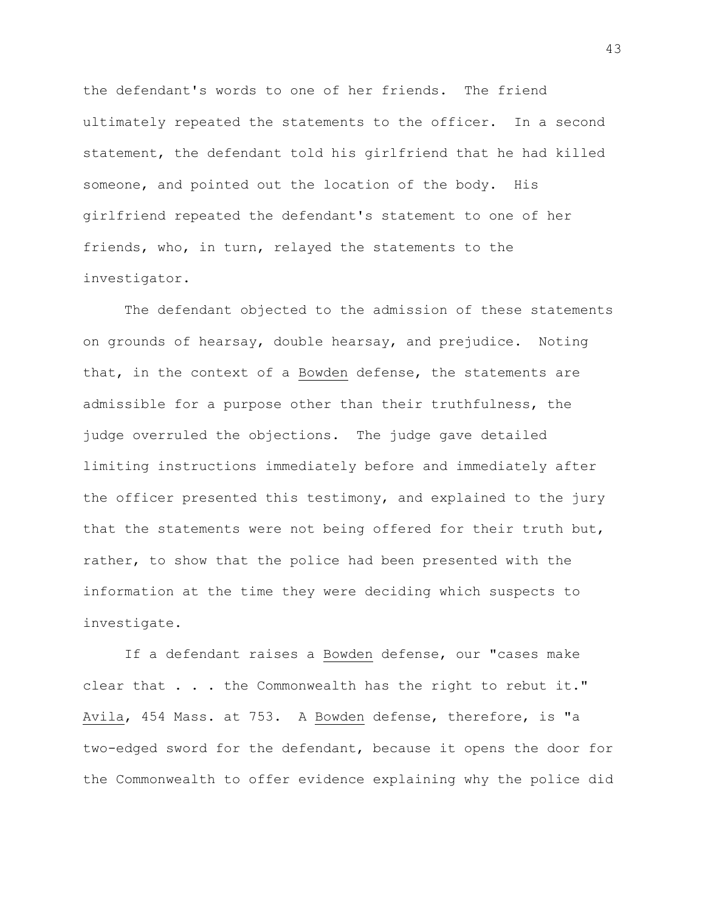the defendant's words to one of her friends. The friend ultimately repeated the statements to the officer. In a second statement, the defendant told his girlfriend that he had killed someone, and pointed out the location of the body. His girlfriend repeated the defendant's statement to one of her friends, who, in turn, relayed the statements to the investigator.

The defendant objected to the admission of these statements on grounds of hearsay, double hearsay, and prejudice. Noting that, in the context of a Bowden defense, the statements are admissible for a purpose other than their truthfulness, the judge overruled the objections. The judge gave detailed limiting instructions immediately before and immediately after the officer presented this testimony, and explained to the jury that the statements were not being offered for their truth but, rather, to show that the police had been presented with the information at the time they were deciding which suspects to investigate.

If a defendant raises a Bowden defense, our "cases make clear that . . . the Commonwealth has the right to rebut it." Avila, 454 Mass. at 753. A Bowden defense, therefore, is "a two-edged sword for the defendant, because it opens the door for the Commonwealth to offer evidence explaining why the police did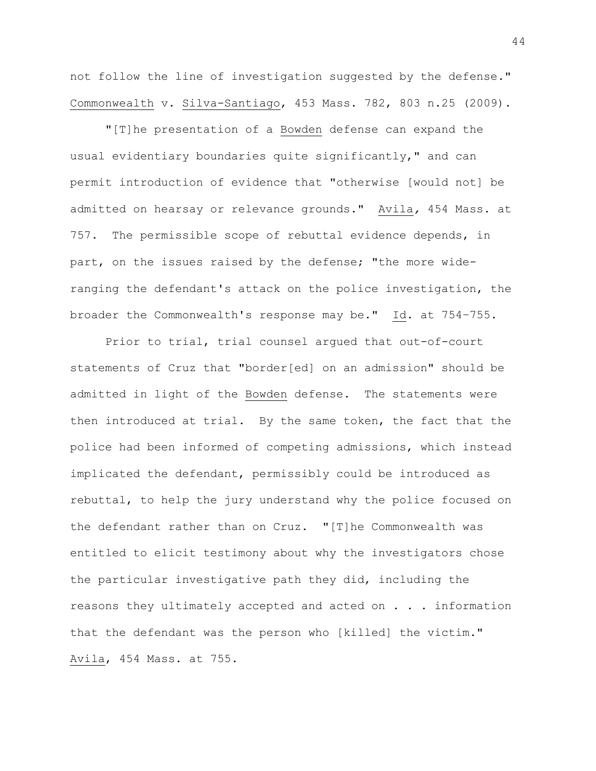not follow the line of investigation suggested by the defense." Commonwealth v. Silva-Santiago, 453 Mass. 782, 803 n.25 (2009).

"[T]he presentation of a Bowden defense can expand the usual evidentiary boundaries quite significantly," and can permit introduction of evidence that "otherwise [would not] be admitted on hearsay or relevance grounds." Avila, 454 Mass. at 757. The permissible scope of rebuttal evidence depends, in part, on the issues raised by the defense; "the more wide-ranging the defendant's attack on the police investigation, the broader the Commonwealth's response may be." Id. at 754-755.

Prior to trial, trial counsel argued that out-of-court statements of Cruz that "border[ed] on an admission" should be admitted in light of the Bowden defense. The statements were then introduced at trial. By the same token, the fact that the police had been informed of competing admissions, which instead implicated the defendant, permissibly could be introduced as rebuttal, to help the jury understand why the police focused on the defendant rather than on Cruz. "[T]he Commonwealth was entitled to elicit testimony about why the investigators chose the particular investigative path they did, including the reasons they ultimately accepted and acted on . . . information that the defendant was the person who [killed] the victim." Avila, 454 Mass. at 755.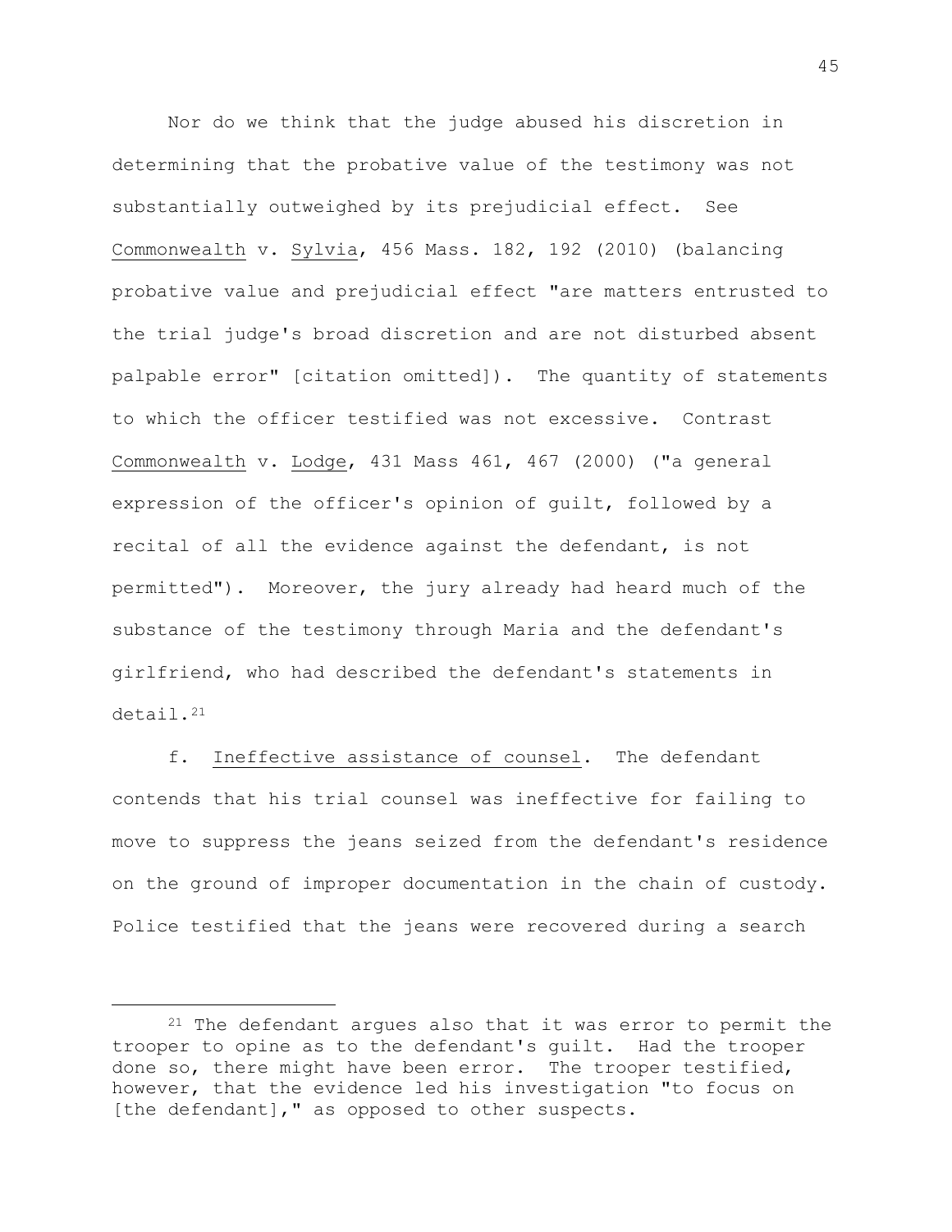Nor do we think that the judge abused his discretion in determining that the probative value of the testimony was not substantially outweighed by its prejudicial effect. See Commonwealth v. Sylvia, 456 Mass. 182, 192 (2010) (balancing probative value and prejudicial effect "are matters entrusted to the trial judge's broad discretion and are not disturbed absent palpable error" [citation omitted]). The quantity of statements to which the officer testified was not excessive. Contrast Commonwealth v. Lodge, 431 Mass 461, 467 (2000) ("a general expression of the officer's opinion of guilt, followed by a recital of all the evidence against the defendant, is not permitted"). Moreover, the jury already had heard much of the substance of the testimony through Maria and the defendant's girlfriend, who had described the defendant's statements in detail.[21]

f. Ineffective assistance of counsel. The defendant contends that his trial counsel was ineffective for failing to move to suppress the jeans seized from the defendant's residence on the ground of improper documentation in the chain of custody. Police testified that the jeans were recovered during a search

---

[21] The defendant argues also that it was error to permit the trooper to opine as to the defendant's guilt. Had the trooper done so, there might have been error. The trooper testified, however, that the evidence led his investigation "to focus on [the defendant]," as opposed to other suspects.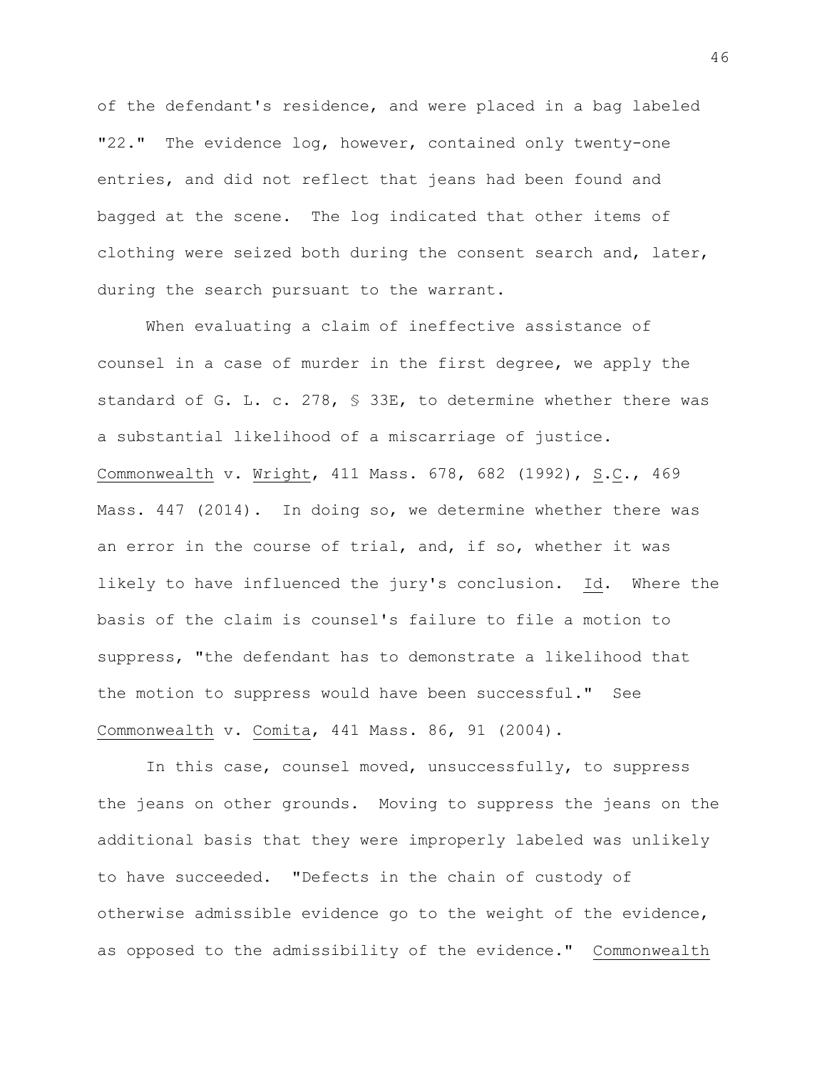of the defendant's residence, and were placed in a bag labeled "22." The evidence log, however, contained only twenty-one entries, and did not reflect that jeans had been found and bagged at the scene. The log indicated that other items of clothing were seized both during the consent search and, later, during the search pursuant to the warrant.

When evaluating a claim of ineffective assistance of counsel in a case of murder in the first degree, we apply the standard of G. L. c. 278, § 33E, to determine whether there was a substantial likelihood of a miscarriage of justice. Commonwealth v. Wright, 411 Mass. 678, 682 (1992), S.C., 469 Mass. 447 (2014). In doing so, we determine whether there was an error in the course of trial, and, if so, whether it was likely to have influenced the jury's conclusion. Id. Where the basis of the claim is counsel's failure to file a motion to suppress, "the defendant has to demonstrate a likelihood that the motion to suppress would have been successful." See Commonwealth v. Comita, 441 Mass. 86, 91 (2004).

In this case, counsel moved, unsuccessfully, to suppress the jeans on other grounds. Moving to suppress the jeans on the additional basis that they were improperly labeled was unlikely to have succeeded. "Defects in the chain of custody of otherwise admissible evidence go to the weight of the evidence, as opposed to the admissibility of the evidence." Commonwealth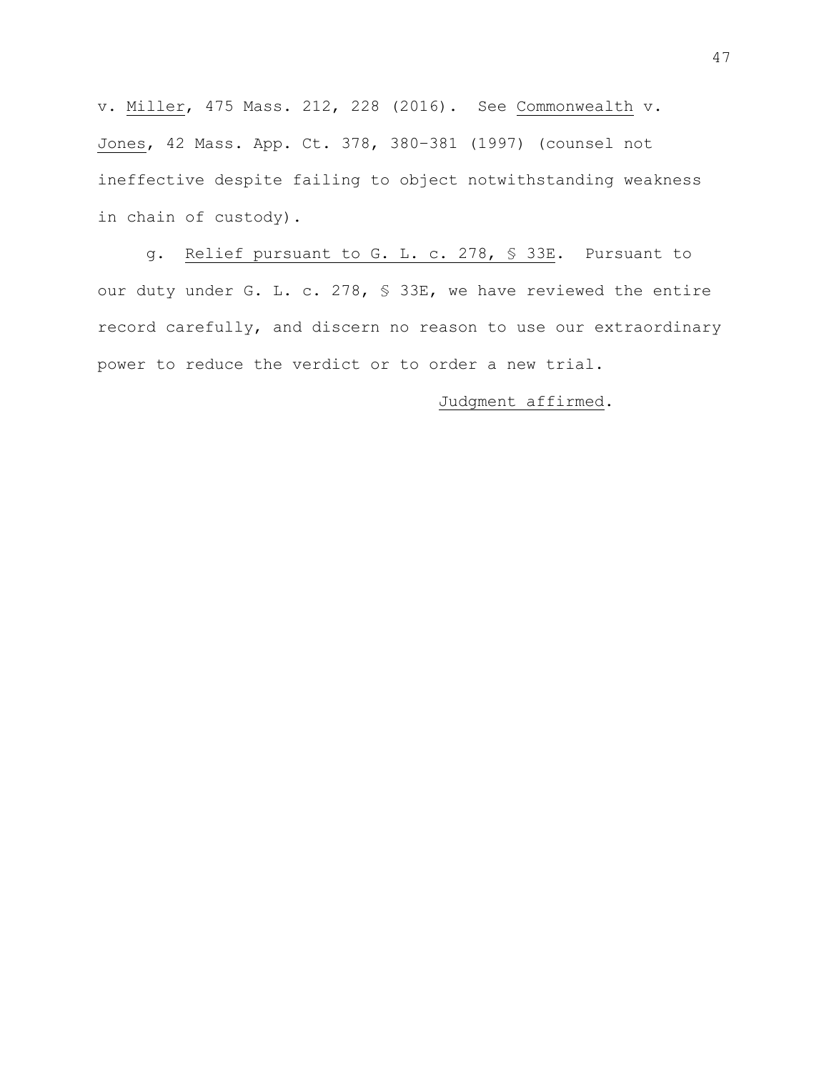v. Miller, 475 Mass. 212, 228 (2016). See Commonwealth v. Jones, 42 Mass. App. Ct. 378, 380-381 (1997) (counsel not ineffective despite failing to object notwithstanding weakness in chain of custody).

g. Relief pursuant to G. L. c. 278, § 33E. Pursuant to our duty under G. L. c. 278, § 33E, we have reviewed the entire record carefully, and discern no reason to use our extraordinary power to reduce the verdict or to order a new trial.

Judgment affirmed.